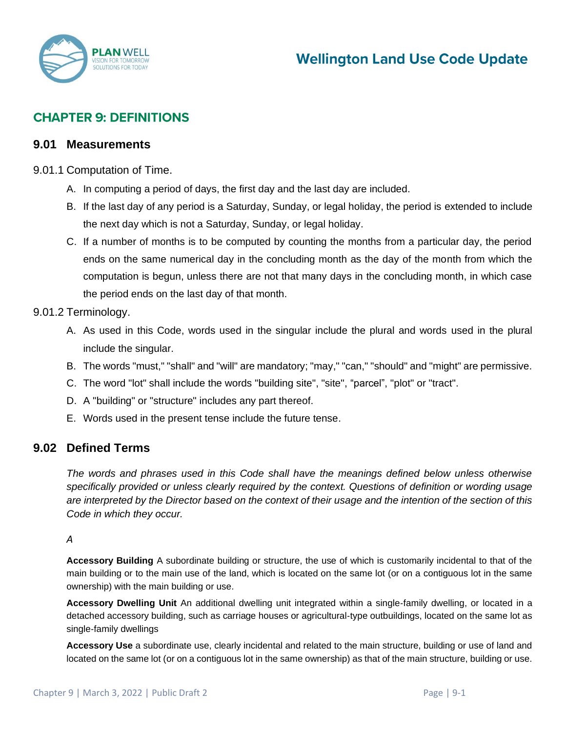# CHAPTER 9: DEFINITIONS

## 9.01 Measurements

9.01.1 Computation of Time.

A. In computing a period of days, the first day and the last day are included.

B. If the last day of any period is a Saturday, Sunday, or legal holiday, the period is extended to include the next day which is not a Saturday, Sunday, or legal holiday.

C. If a number of months is to be computed by counting the months from a particular day, the period ends on the same numerical day in the concluding month as the day of the month from which the computation is begun, unless there are not that many days in the concluding month, in which case the period ends on the last day of that month.

9.01.2 Terminology.

A. As used in this Code, words used in the singular include the plural and words used in the plural include the singular.

B. The words "must," "shall" and "will" are mandatory; "may," "can," "should" and "might" are permissive.

C. The word "lot" shall include the words "building site", "site", "parcel", "plot" or "tract".

D. A "building" or "structure" includes any part thereof.

E. Words used in the present tense include the future tense.

## 9.02 Defined Terms

*The words and phrases used in this Code shall have the meanings defined below unless otherwise specifically provided or unless clearly required by the context. Questions of definition or wording usage are interpreted by the Director based on the context of their usage and the intention of the section of this Code in which they occur.*

*A*

**Accessory Building** A subordinate building or structure, the use of which is customarily incidental to that of the main building or to the main use of the land, which is located on the same lot (or on a contiguous lot in the same ownership) with the main building or use.

**Accessory Dwelling Unit** An additional dwelling unit integrated within a single-family dwelling, or located in a detached accessory building, such as carriage houses or agricultural-type outbuildings, located on the same lot as single-family dwellings

**Accessory Use** a subordinate use, clearly incidental and related to the main structure, building or use of land and located on the same lot (or on a contiguous lot in the same ownership) as that of the main structure, building or use.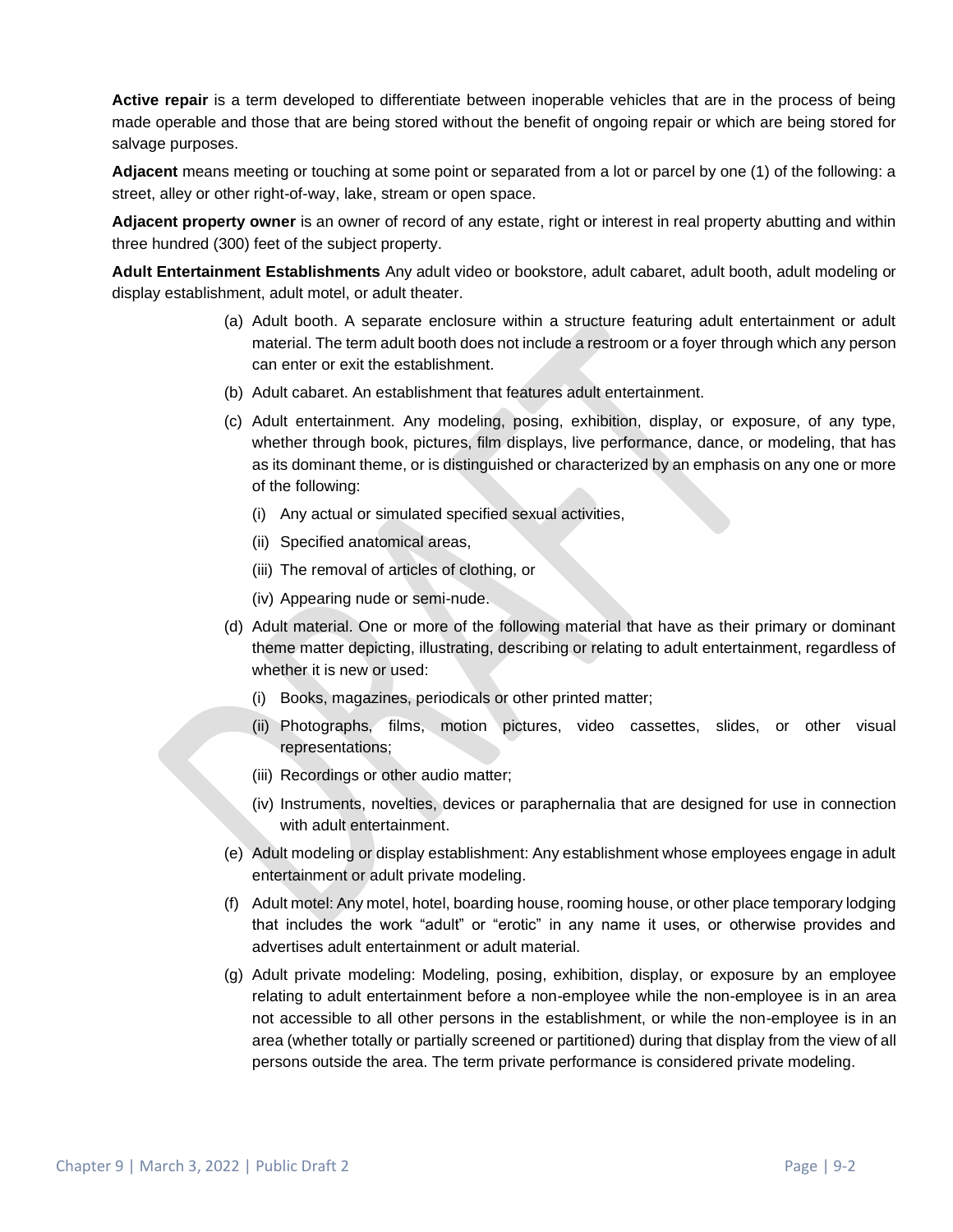**Active repair** is a term developed to differentiate between inoperable vehicles that are in the process of being made operable and those that are being stored without the benefit of ongoing repair or which are being stored for salvage purposes.

**Adjacent** means meeting or touching at some point or separated from a lot or parcel by one (1) of the following: a street, alley or other right-of-way, lake, stream or open space.

**Adjacent property owner** is an owner of record of any estate, right or interest in real property abutting and within three hundred (300) feet of the subject property.

**Adult Entertainment Establishments** Any adult video or bookstore, adult cabaret, adult booth, adult modeling or display establishment, adult motel, or adult theater.

(a) Adult booth. A separate enclosure within a structure featuring adult entertainment or adult material. The term adult booth does not include a restroom or a foyer through which any person can enter or exit the establishment.

(b) Adult cabaret. An establishment that features adult entertainment.

(c) Adult entertainment. Any modeling, posing, exhibition, display, or exposure, of any type, whether through book, pictures, film displays, live performance, dance, or modeling, that has as its dominant theme, or is distinguished or characterized by an emphasis on any one or more of the following:

  (i) Any actual or simulated specified sexual activities,

  (ii) Specified anatomical areas,

  (iii) The removal of articles of clothing, or

  (iv) Appearing nude or semi-nude.

(d) Adult material. One or more of the following material that have as their primary or dominant theme matter depicting, illustrating, describing or relating to adult entertainment, regardless of whether it is new or used:

  (i) Books, magazines, periodicals or other printed matter;

  (ii) Photographs, films, motion pictures, video cassettes, slides, or other visual representations;

  (iii) Recordings or other audio matter;

  (iv) Instruments, novelties, devices or paraphernalia that are designed for use in connection with adult entertainment.

(e) Adult modeling or display establishment: Any establishment whose employees engage in adult entertainment or adult private modeling.

(f) Adult motel: Any motel, hotel, boarding house, rooming house, or other place temporary lodging that includes the work "adult" or "erotic" in any name it uses, or otherwise provides and advertises adult entertainment or adult material.

(g) Adult private modeling: Modeling, posing, exhibition, display, or exposure by an employee relating to adult entertainment before a non-employee while the non-employee is in an area not accessible to all other persons in the establishment, or while the non-employee is in an area (whether totally or partially screened or partitioned) during that display from the view of all persons outside the area. The term private performance is considered private modeling.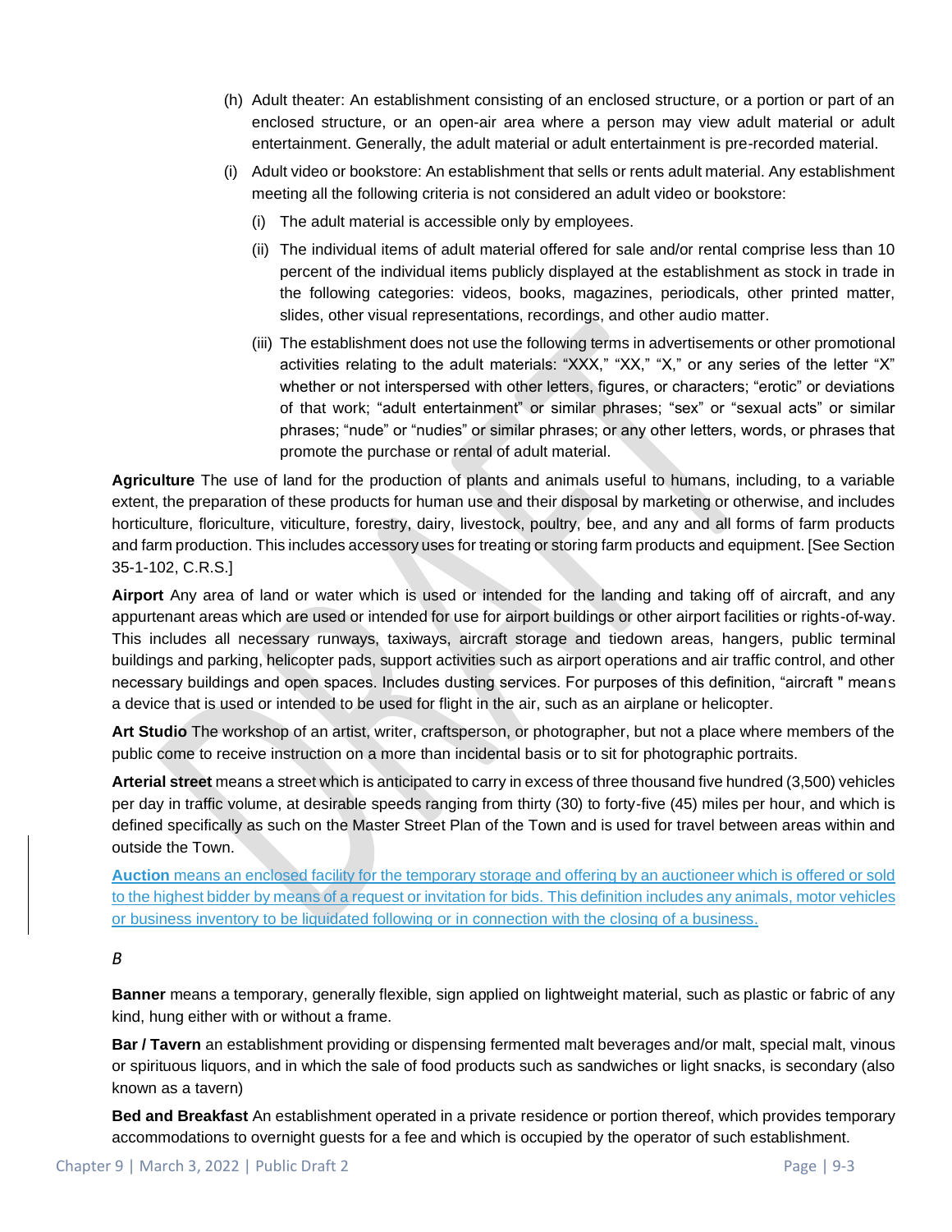(h) Adult theater: An establishment consisting of an enclosed structure, or a portion or part of an enclosed structure, or an open-air area where a person may view adult material or adult entertainment. Generally, the adult material or adult entertainment is pre-recorded material.

(i) Adult video or bookstore: An establishment that sells or rents adult material. Any establishment meeting all the following criteria is not considered an adult video or bookstore:

  (i) The adult material is accessible only by employees.

  (ii) The individual items of adult material offered for sale and/or rental comprise less than 10 percent of the individual items publicly displayed at the establishment as stock in trade in the following categories: videos, books, magazines, periodicals, other printed matter, slides, other visual representations, recordings, and other audio matter.

  (iii) The establishment does not use the following terms in advertisements or other promotional activities relating to the adult materials: "XXX," "XX," "X," or any series of the letter "X" whether or not interspersed with other letters, figures, or characters; "erotic" or deviations of that work; "adult entertainment" or similar phrases; "sex" or "sexual acts" or similar phrases; "nude" or "nudies" or similar phrases; or any other letters, words, or phrases that promote the purchase or rental of adult material.

**Agriculture** The use of land for the production of plants and animals useful to humans, including, to a variable extent, the preparation of these products for human use and their disposal by marketing or otherwise, and includes horticulture, floriculture, viticulture, forestry, dairy, livestock, poultry, bee, and any and all forms of farm products and farm production. This includes accessory uses for treating or storing farm products and equipment. [See Section 35-1-102, C.R.S.]

**Airport** Any area of land or water which is used or intended for the landing and taking off of aircraft, and any appurtenant areas which are used or intended for use for airport buildings or other airport facilities or rights-of-way. This includes all necessary runways, taxiways, aircraft storage and tiedown areas, hangers, public terminal buildings and parking, helicopter pads, support activities such as airport operations and air traffic control, and other necessary buildings and open spaces. Includes dusting services. For purposes of this definition, "aircraft " means a device that is used or intended to be used for flight in the air, such as an airplane or helicopter.

**Art Studio** The workshop of an artist, writer, craftsperson, or photographer, but not a place where members of the public come to receive instruction on a more than incidental basis or to sit for photographic portraits.

**Arterial street** means a street which is anticipated to carry in excess of three thousand five hundred (3,500) vehicles per day in traffic volume, at desirable speeds ranging from thirty (30) to forty-five (45) miles per hour, and which is defined specifically as such on the Master Street Plan of the Town and is used for travel between areas within and outside the Town.

**Auction** means an enclosed facility for the temporary storage and offering by an auctioneer which is offered or sold to the highest bidder by means of a request or invitation for bids. This definition includes any animals, motor vehicles or business inventory to be liquidated following or in connection with the closing of a business.

*B*

**Banner** means a temporary, generally flexible, sign applied on lightweight material, such as plastic or fabric of any kind, hung either with or without a frame.

**Bar / Tavern** an establishment providing or dispensing fermented malt beverages and/or malt, special malt, vinous or spirituous liquors, and in which the sale of food products such as sandwiches or light snacks, is secondary (also known as a tavern)

**Bed and Breakfast** An establishment operated in a private residence or portion thereof, which provides temporary accommodations to overnight guests for a fee and which is occupied by the operator of such establishment.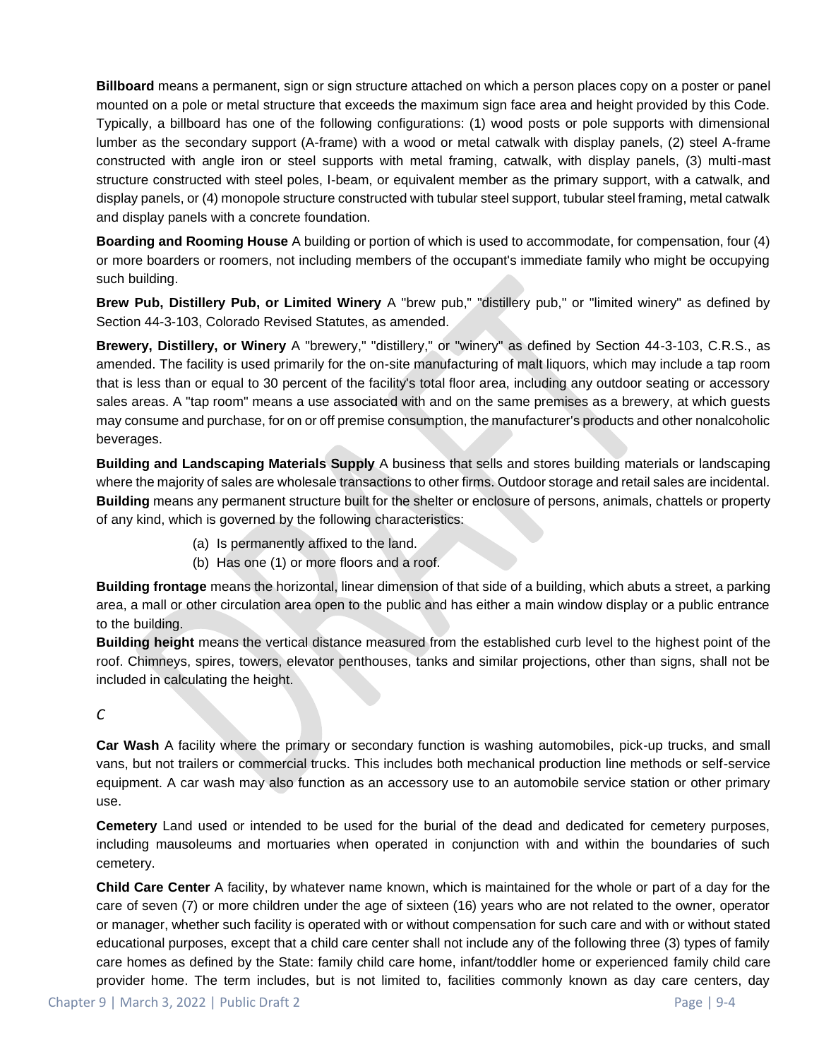**Billboard** means a permanent, sign or sign structure attached on which a person places copy on a poster or panel mounted on a pole or metal structure that exceeds the maximum sign face area and height provided by this Code. Typically, a billboard has one of the following configurations: (1) wood posts or pole supports with dimensional lumber as the secondary support (A-frame) with a wood or metal catwalk with display panels, (2) steel A-frame constructed with angle iron or steel supports with metal framing, catwalk, with display panels, (3) multi-mast structure constructed with steel poles, I-beam, or equivalent member as the primary support, with a catwalk, and display panels, or (4) monopole structure constructed with tubular steel support, tubular steel framing, metal catwalk and display panels with a concrete foundation.

**Boarding and Rooming House** A building or portion of which is used to accommodate, for compensation, four (4) or more boarders or roomers, not including members of the occupant's immediate family who might be occupying such building.

**Brew Pub, Distillery Pub, or Limited Winery** A "brew pub," "distillery pub," or "limited winery" as defined by Section 44-3-103, Colorado Revised Statutes, as amended.

**Brewery, Distillery, or Winery** A "brewery," "distillery," or "winery" as defined by Section 44-3-103, C.R.S., as amended. The facility is used primarily for the on-site manufacturing of malt liquors, which may include a tap room that is less than or equal to 30 percent of the facility's total floor area, including any outdoor seating or accessory sales areas. A "tap room" means a use associated with and on the same premises as a brewery, at which guests may consume and purchase, for on or off premise consumption, the manufacturer's products and other nonalcoholic beverages.

**Building and Landscaping Materials Supply** A business that sells and stores building materials or landscaping where the majority of sales are wholesale transactions to other firms. Outdoor storage and retail sales are incidental.

**Building** means any permanent structure built for the shelter or enclosure of persons, animals, chattels or property of any kind, which is governed by the following characteristics:

(a) Is permanently affixed to the land.

(b) Has one (1) or more floors and a roof.

**Building frontage** means the horizontal, linear dimension of that side of a building, which abuts a street, a parking area, a mall or other circulation area open to the public and has either a main window display or a public entrance to the building.

**Building height** means the vertical distance measured from the established curb level to the highest point of the roof. Chimneys, spires, towers, elevator penthouses, tanks and similar projections, other than signs, shall not be included in calculating the height.

*C*

**Car Wash** A facility where the primary or secondary function is washing automobiles, pick-up trucks, and small vans, but not trailers or commercial trucks. This includes both mechanical production line methods or self-service equipment. A car wash may also function as an accessory use to an automobile service station or other primary use.

**Cemetery** Land used or intended to be used for the burial of the dead and dedicated for cemetery purposes, including mausoleums and mortuaries when operated in conjunction with and within the boundaries of such cemetery.

**Child Care Center** A facility, by whatever name known, which is maintained for the whole or part of a day for the care of seven (7) or more children under the age of sixteen (16) years who are not related to the owner, operator or manager, whether such facility is operated with or without compensation for such care and with or without stated educational purposes, except that a child care center shall not include any of the following three (3) types of family care homes as defined by the State: family child care home, infant/toddler home or experienced family child care provider home. The term includes, but is not limited to, facilities commonly known as day care centers, day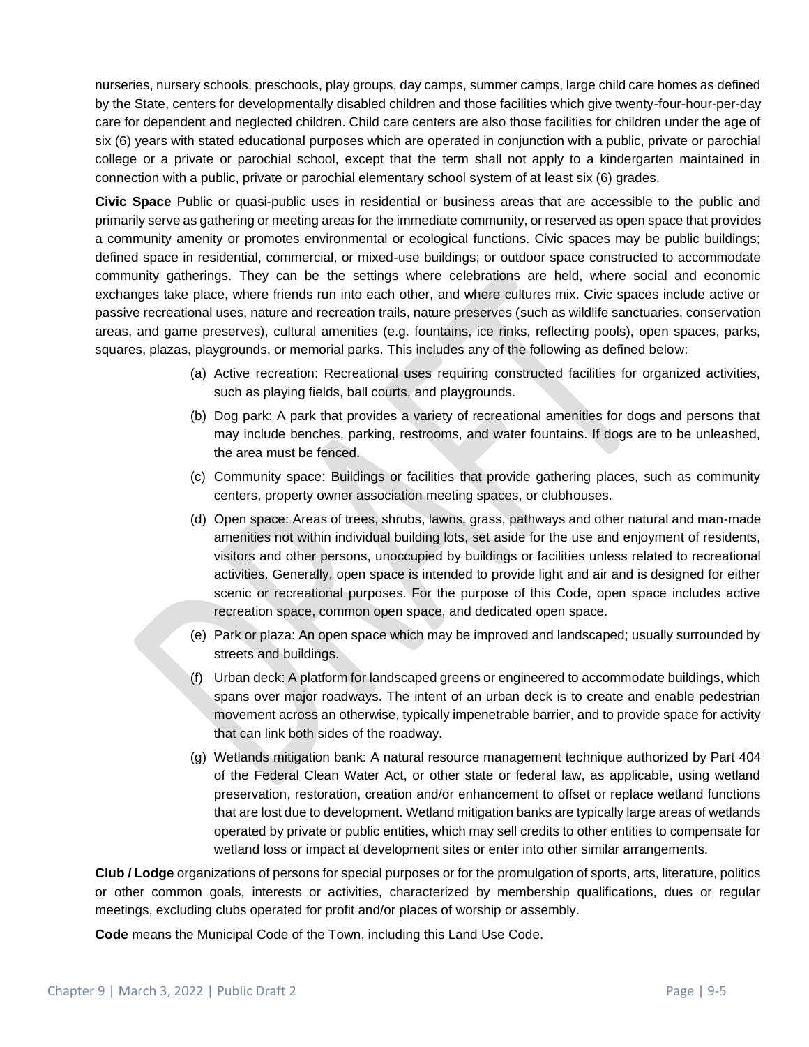nurseries, nursery schools, preschools, play groups, day camps, summer camps, large child care homes as defined by the State, centers for developmentally disabled children and those facilities which give twenty-four-hour-per-day care for dependent and neglected children. Child care centers are also those facilities for children under the age of six (6) years with stated educational purposes which are operated in conjunction with a public, private or parochial college or a private or parochial school, except that the term shall not apply to a kindergarten maintained in connection with a public, private or parochial elementary school system of at least six (6) grades.

**Civic Space** Public or quasi-public uses in residential or business areas that are accessible to the public and primarily serve as gathering or meeting areas for the immediate community, or reserved as open space that provides a community amenity or promotes environmental or ecological functions. Civic spaces may be public buildings; defined space in residential, commercial, or mixed-use buildings; or outdoor space constructed to accommodate community gatherings. They can be the settings where celebrations are held, where social and economic exchanges take place, where friends run into each other, and where cultures mix. Civic spaces include active or passive recreational uses, nature and recreation trails, nature preserves (such as wildlife sanctuaries, conservation areas, and game preserves), cultural amenities (e.g. fountains, ice rinks, reflecting pools), open spaces, parks, squares, plazas, playgrounds, or memorial parks. This includes any of the following as defined below:

(a) Active recreation: Recreational uses requiring constructed facilities for organized activities, such as playing fields, ball courts, and playgrounds.

(b) Dog park: A park that provides a variety of recreational amenities for dogs and persons that may include benches, parking, restrooms, and water fountains. If dogs are to be unleashed, the area must be fenced.

(c) Community space: Buildings or facilities that provide gathering places, such as community centers, property owner association meeting spaces, or clubhouses.

(d) Open space: Areas of trees, shrubs, lawns, grass, pathways and other natural and man-made amenities not within individual building lots, set aside for the use and enjoyment of residents, visitors and other persons, unoccupied by buildings or facilities unless related to recreational activities. Generally, open space is intended to provide light and air and is designed for either scenic or recreational purposes. For the purpose of this Code, open space includes active recreation space, common open space, and dedicated open space.

(e) Park or plaza: An open space which may be improved and landscaped; usually surrounded by streets and buildings.

(f) Urban deck: A platform for landscaped greens or engineered to accommodate buildings, which spans over major roadways. The intent of an urban deck is to create and enable pedestrian movement across an otherwise, typically impenetrable barrier, and to provide space for activity that can link both sides of the roadway.

(g) Wetlands mitigation bank: A natural resource management technique authorized by Part 404 of the Federal Clean Water Act, or other state or federal law, as applicable, using wetland preservation, restoration, creation and/or enhancement to offset or replace wetland functions that are lost due to development. Wetland mitigation banks are typically large areas of wetlands operated by private or public entities, which may sell credits to other entities to compensate for wetland loss or impact at development sites or enter into other similar arrangements.

**Club / Lodge** organizations of persons for special purposes or for the promulgation of sports, arts, literature, politics or other common goals, interests or activities, characterized by membership qualifications, dues or regular meetings, excluding clubs operated for profit and/or places of worship or assembly.

**Code** means the Municipal Code of the Town, including this Land Use Code.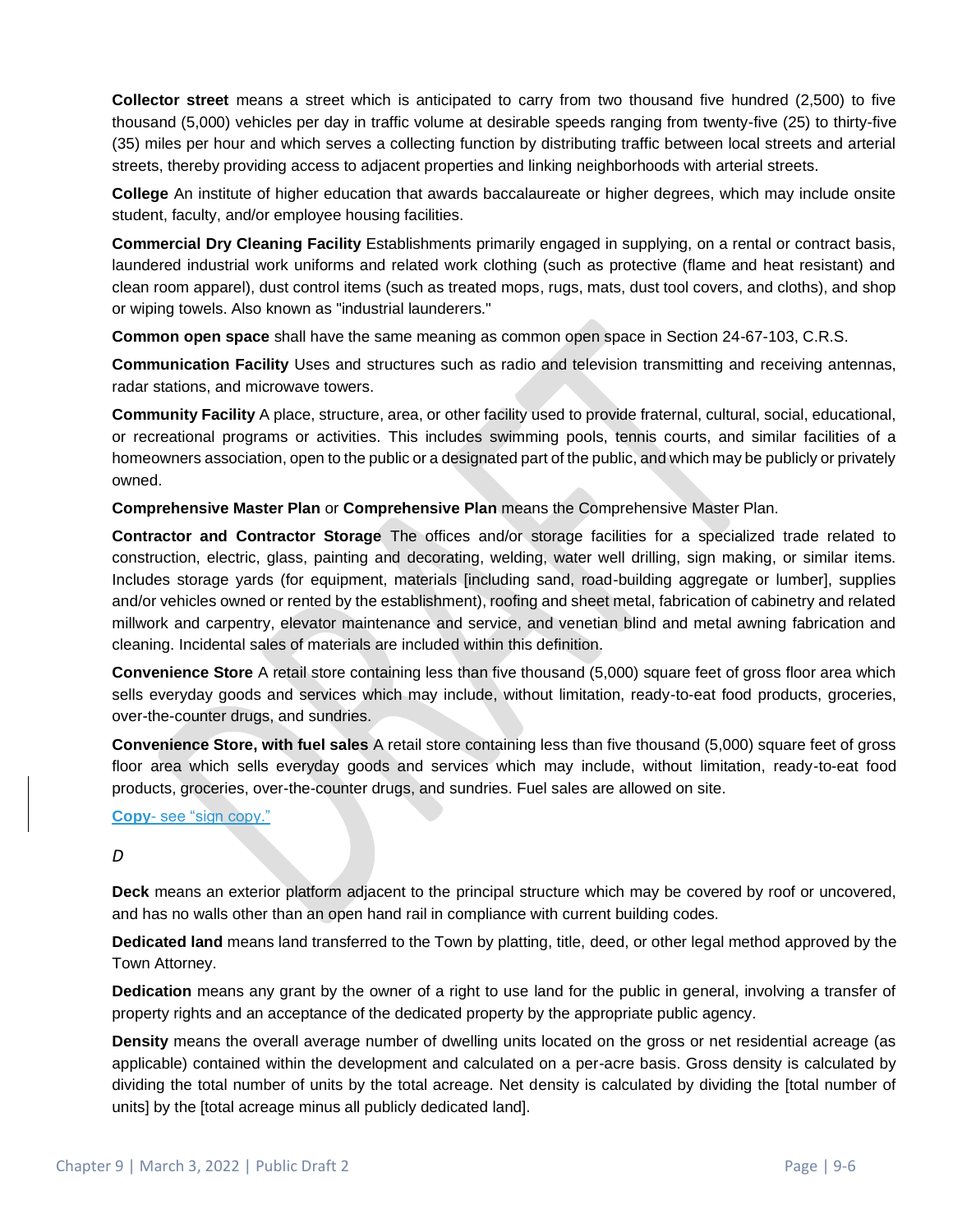**Collector street** means a street which is anticipated to carry from two thousand five hundred (2,500) to five thousand (5,000) vehicles per day in traffic volume at desirable speeds ranging from twenty-five (25) to thirty-five (35) miles per hour and which serves a collecting function by distributing traffic between local streets and arterial streets, thereby providing access to adjacent properties and linking neighborhoods with arterial streets.

**College** An institute of higher education that awards baccalaureate or higher degrees, which may include onsite student, faculty, and/or employee housing facilities.

**Commercial Dry Cleaning Facility** Establishments primarily engaged in supplying, on a rental or contract basis, laundered industrial work uniforms and related work clothing (such as protective (flame and heat resistant) and clean room apparel), dust control items (such as treated mops, rugs, mats, dust tool covers, and cloths), and shop or wiping towels. Also known as "industrial launderers."

**Common open space** shall have the same meaning as common open space in Section 24-67-103, C.R.S.

**Communication Facility** Uses and structures such as radio and television transmitting and receiving antennas, radar stations, and microwave towers.

**Community Facility** A place, structure, area, or other facility used to provide fraternal, cultural, social, educational, or recreational programs or activities. This includes swimming pools, tennis courts, and similar facilities of a homeowners association, open to the public or a designated part of the public, and which may be publicly or privately owned.

**Comprehensive Master Plan** or **Comprehensive Plan** means the Comprehensive Master Plan.

**Contractor and Contractor Storage** The offices and/or storage facilities for a specialized trade related to construction, electric, glass, painting and decorating, welding, water well drilling, sign making, or similar items. Includes storage yards (for equipment, materials [including sand, road-building aggregate or lumber], supplies and/or vehicles owned or rented by the establishment), roofing and sheet metal, fabrication of cabinetry and related millwork and carpentry, elevator maintenance and service, and venetian blind and metal awning fabrication and cleaning. Incidental sales of materials are included within this definition.

**Convenience Store** A retail store containing less than five thousand (5,000) square feet of gross floor area which sells everyday goods and services which may include, without limitation, ready-to-eat food products, groceries, over-the-counter drugs, and sundries.

**Convenience Store, with fuel sales** A retail store containing less than five thousand (5,000) square feet of gross floor area which sells everyday goods and services which may include, without limitation, ready-to-eat food products, groceries, over-the-counter drugs, and sundries. Fuel sales are allowed on site.

**Copy**- see "sign copy."

*D*

**Deck** means an exterior platform adjacent to the principal structure which may be covered by roof or uncovered, and has no walls other than an open hand rail in compliance with current building codes.

**Dedicated land** means land transferred to the Town by platting, title, deed, or other legal method approved by the Town Attorney.

**Dedication** means any grant by the owner of a right to use land for the public in general, involving a transfer of property rights and an acceptance of the dedicated property by the appropriate public agency.

**Density** means the overall average number of dwelling units located on the gross or net residential acreage (as applicable) contained within the development and calculated on a per-acre basis. Gross density is calculated by dividing the total number of units by the total acreage. Net density is calculated by dividing the [total number of units] by the [total acreage minus all publicly dedicated land].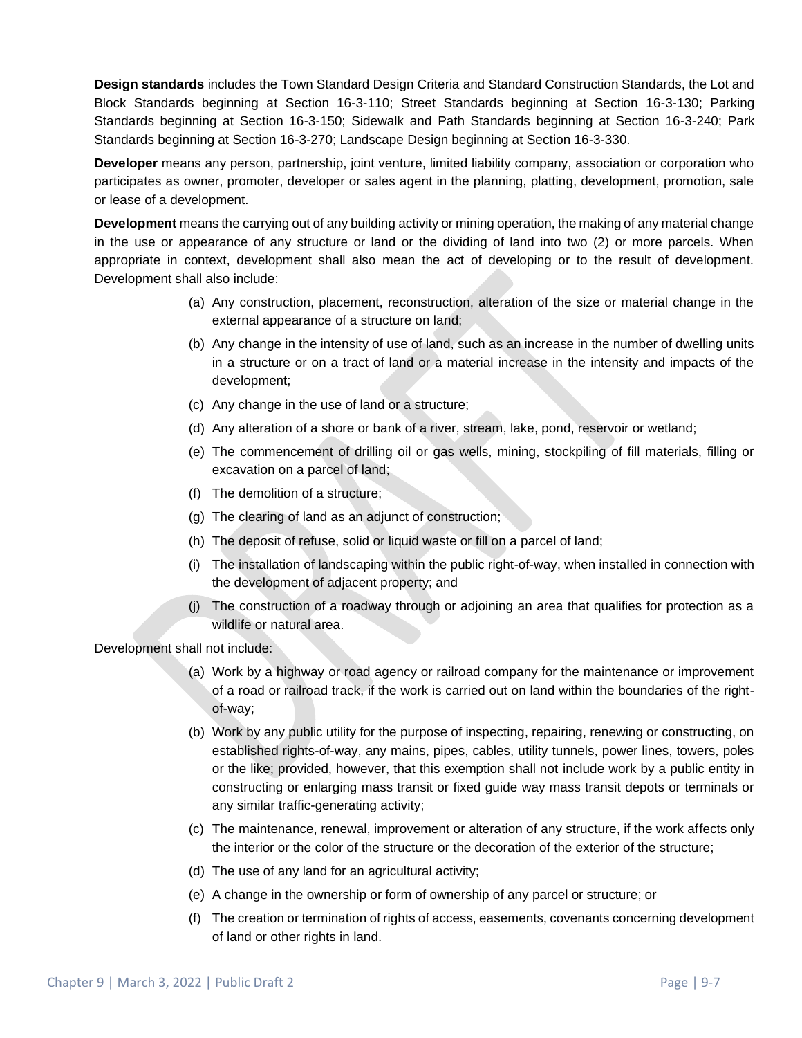**Design standards** includes the Town Standard Design Criteria and Standard Construction Standards, the Lot and Block Standards beginning at Section 16-3-110; Street Standards beginning at Section 16-3-130; Parking Standards beginning at Section 16-3-150; Sidewalk and Path Standards beginning at Section 16-3-240; Park Standards beginning at Section 16-3-270; Landscape Design beginning at Section 16-3-330.

**Developer** means any person, partnership, joint venture, limited liability company, association or corporation who participates as owner, promoter, developer or sales agent in the planning, platting, development, promotion, sale or lease of a development.

**Development** means the carrying out of any building activity or mining operation, the making of any material change in the use or appearance of any structure or land or the dividing of land into two (2) or more parcels. When appropriate in context, development shall also mean the act of developing or to the result of development. Development shall also include:

(a) Any construction, placement, reconstruction, alteration of the size or material change in the external appearance of a structure on land;

(b) Any change in the intensity of use of land, such as an increase in the number of dwelling units in a structure or on a tract of land or a material increase in the intensity and impacts of the development;

(c) Any change in the use of land or a structure;

(d) Any alteration of a shore or bank of a river, stream, lake, pond, reservoir or wetland;

(e) The commencement of drilling oil or gas wells, mining, stockpiling of fill materials, filling or excavation on a parcel of land;

(f) The demolition of a structure;

(g) The clearing of land as an adjunct of construction;

(h) The deposit of refuse, solid or liquid waste or fill on a parcel of land;

(i) The installation of landscaping within the public right-of-way, when installed in connection with the development of adjacent property; and

(j) The construction of a roadway through or adjoining an area that qualifies for protection as a wildlife or natural area.

Development shall not include:

(a) Work by a highway or road agency or railroad company for the maintenance or improvement of a road or railroad track, if the work is carried out on land within the boundaries of the right-of-way;

(b) Work by any public utility for the purpose of inspecting, repairing, renewing or constructing, on established rights-of-way, any mains, pipes, cables, utility tunnels, power lines, towers, poles or the like; provided, however, that this exemption shall not include work by a public entity in constructing or enlarging mass transit or fixed guide way mass transit depots or terminals or any similar traffic-generating activity;

(c) The maintenance, renewal, improvement or alteration of any structure, if the work affects only the interior or the color of the structure or the decoration of the exterior of the structure;

(d) The use of any land for an agricultural activity;

(e) A change in the ownership or form of ownership of any parcel or structure; or

(f) The creation or termination of rights of access, easements, covenants concerning development of land or other rights in land.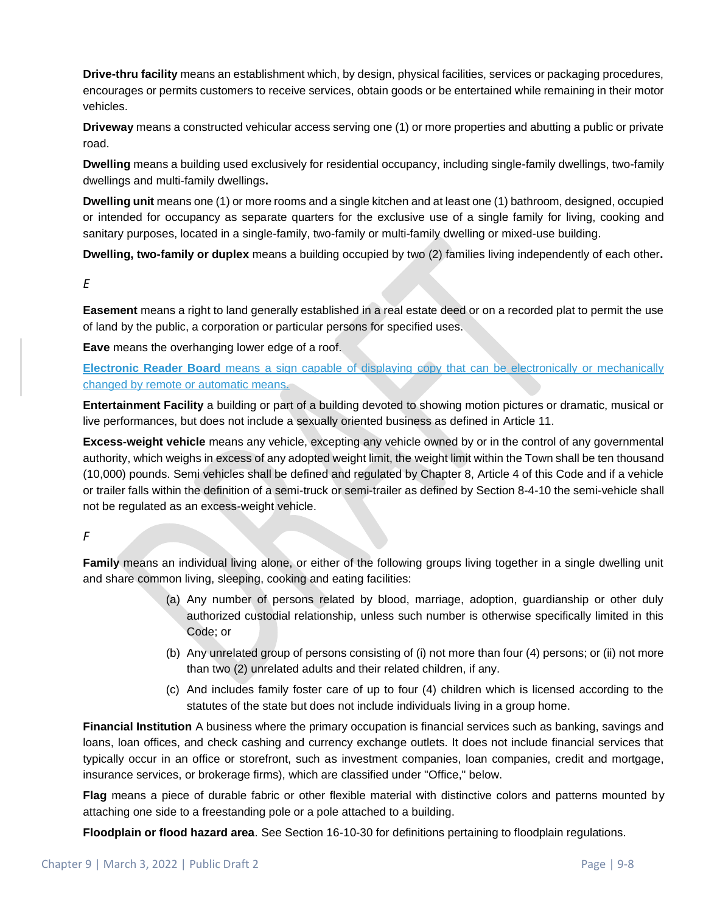**Drive-thru facility** means an establishment which, by design, physical facilities, services or packaging procedures, encourages or permits customers to receive services, obtain goods or be entertained while remaining in their motor vehicles.

**Driveway** means a constructed vehicular access serving one (1) or more properties and abutting a public or private road.

**Dwelling** means a building used exclusively for residential occupancy, including single-family dwellings, two-family dwellings and multi-family dwellings**.**

**Dwelling unit** means one (1) or more rooms and a single kitchen and at least one (1) bathroom, designed, occupied or intended for occupancy as separate quarters for the exclusive use of a single family for living, cooking and sanitary purposes, located in a single-family, two-family or multi-family dwelling or mixed-use building.

**Dwelling, two-family or duplex** means a building occupied by two (2) families living independently of each other**.**

*E*

**Easement** means a right to land generally established in a real estate deed or on a recorded plat to permit the use of land by the public, a corporation or particular persons for specified uses.

**Eave** means the overhanging lower edge of a roof.

**Electronic Reader Board** means a sign capable of displaying copy that can be electronically or mechanically changed by remote or automatic means.

**Entertainment Facility** a building or part of a building devoted to showing motion pictures or dramatic, musical or live performances, but does not include a sexually oriented business as defined in Article 11.

**Excess-weight vehicle** means any vehicle, excepting any vehicle owned by or in the control of any governmental authority, which weighs in excess of any adopted weight limit, the weight limit within the Town shall be ten thousand (10,000) pounds. Semi vehicles shall be defined and regulated by Chapter 8, Article 4 of this Code and if a vehicle or trailer falls within the definition of a semi-truck or semi-trailer as defined by Section 8-4-10 the semi-vehicle shall not be regulated as an excess-weight vehicle.

*F*

**Family** means an individual living alone, or either of the following groups living together in a single dwelling unit and share common living, sleeping, cooking and eating facilities:

(a) Any number of persons related by blood, marriage, adoption, guardianship or other duly authorized custodial relationship, unless such number is otherwise specifically limited in this Code; or

(b) Any unrelated group of persons consisting of (i) not more than four (4) persons; or (ii) not more than two (2) unrelated adults and their related children, if any.

(c) And includes family foster care of up to four (4) children which is licensed according to the statutes of the state but does not include individuals living in a group home.

**Financial Institution** A business where the primary occupation is financial services such as banking, savings and loans, loan offices, and check cashing and currency exchange outlets. It does not include financial services that typically occur in an office or storefront, such as investment companies, loan companies, credit and mortgage, insurance services, or brokerage firms), which are classified under "Office," below.

**Flag** means a piece of durable fabric or other flexible material with distinctive colors and patterns mounted by attaching one side to a freestanding pole or a pole attached to a building.

**Floodplain or flood hazard area**. See Section 16-10-30 for definitions pertaining to floodplain regulations.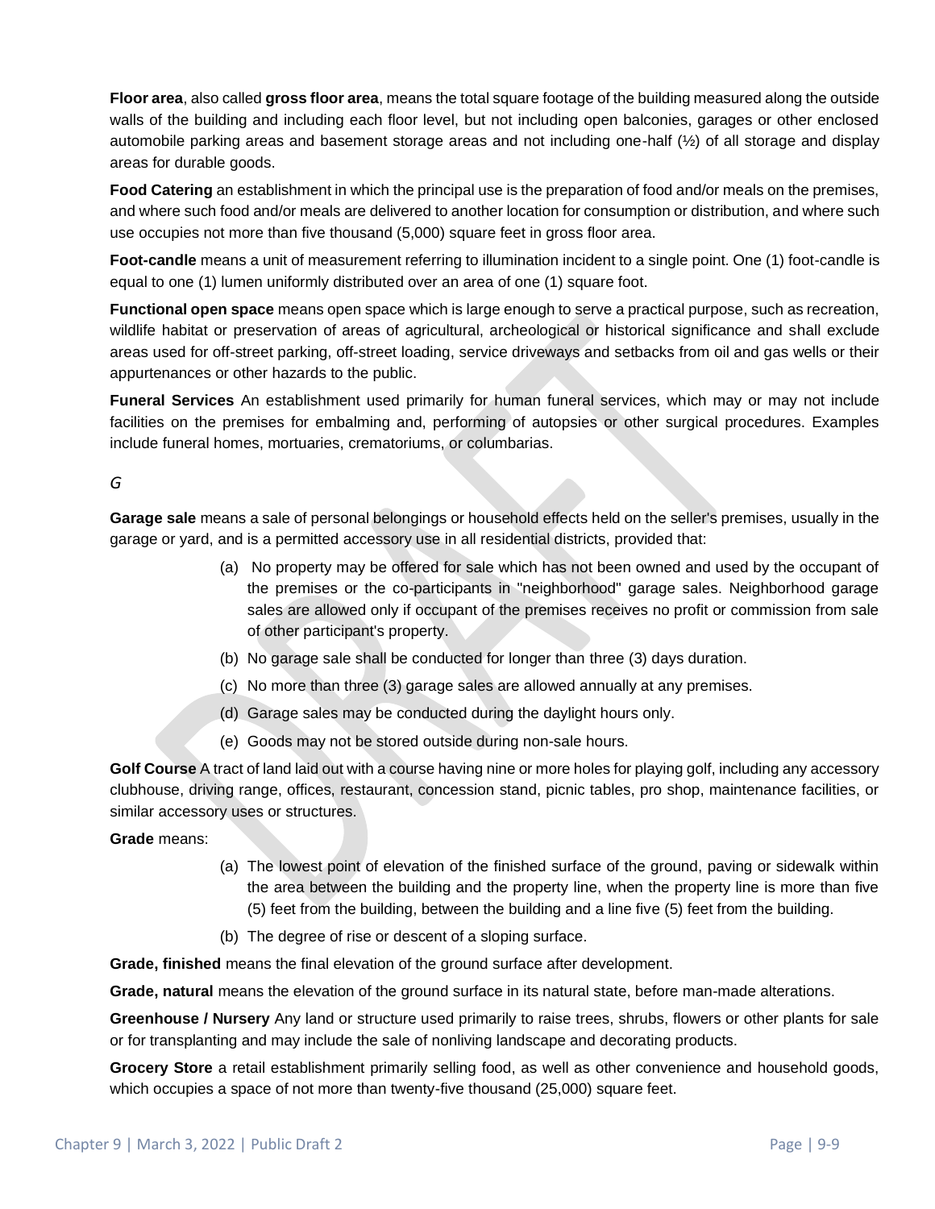**Floor area**, also called **gross floor area**, means the total square footage of the building measured along the outside walls of the building and including each floor level, but not including open balconies, garages or other enclosed automobile parking areas and basement storage areas and not including one-half (½) of all storage and display areas for durable goods.

**Food Catering** an establishment in which the principal use is the preparation of food and/or meals on the premises, and where such food and/or meals are delivered to another location for consumption or distribution, and where such use occupies not more than five thousand (5,000) square feet in gross floor area.

**Foot-candle** means a unit of measurement referring to illumination incident to a single point. One (1) foot-candle is equal to one (1) lumen uniformly distributed over an area of one (1) square foot.

**Functional open space** means open space which is large enough to serve a practical purpose, such as recreation, wildlife habitat or preservation of areas of agricultural, archeological or historical significance and shall exclude areas used for off-street parking, off-street loading, service driveways and setbacks from oil and gas wells or their appurtenances or other hazards to the public.

**Funeral Services** An establishment used primarily for human funeral services, which may or may not include facilities on the premises for embalming and, performing of autopsies or other surgical procedures. Examples include funeral homes, mortuaries, crematoriums, or columbarias.

*G*

**Garage sale** means a sale of personal belongings or household effects held on the seller's premises, usually in the garage or yard, and is a permitted accessory use in all residential districts, provided that:

(a) No property may be offered for sale which has not been owned and used by the occupant of the premises or the co-participants in "neighborhood" garage sales. Neighborhood garage sales are allowed only if occupant of the premises receives no profit or commission from sale of other participant's property.

(b) No garage sale shall be conducted for longer than three (3) days duration.

(c) No more than three (3) garage sales are allowed annually at any premises.

(d) Garage sales may be conducted during the daylight hours only.

(e) Goods may not be stored outside during non-sale hours.

**Golf Course** A tract of land laid out with a course having nine or more holes for playing golf, including any accessory clubhouse, driving range, offices, restaurant, concession stand, picnic tables, pro shop, maintenance facilities, or similar accessory uses or structures.

**Grade** means:

(a) The lowest point of elevation of the finished surface of the ground, paving or sidewalk within the area between the building and the property line, when the property line is more than five (5) feet from the building, between the building and a line five (5) feet from the building.

(b) The degree of rise or descent of a sloping surface.

**Grade, finished** means the final elevation of the ground surface after development.

**Grade, natural** means the elevation of the ground surface in its natural state, before man-made alterations.

**Greenhouse / Nursery** Any land or structure used primarily to raise trees, shrubs, flowers or other plants for sale or for transplanting and may include the sale of nonliving landscape and decorating products.

**Grocery Store** a retail establishment primarily selling food, as well as other convenience and household goods, which occupies a space of not more than twenty-five thousand (25,000) square feet.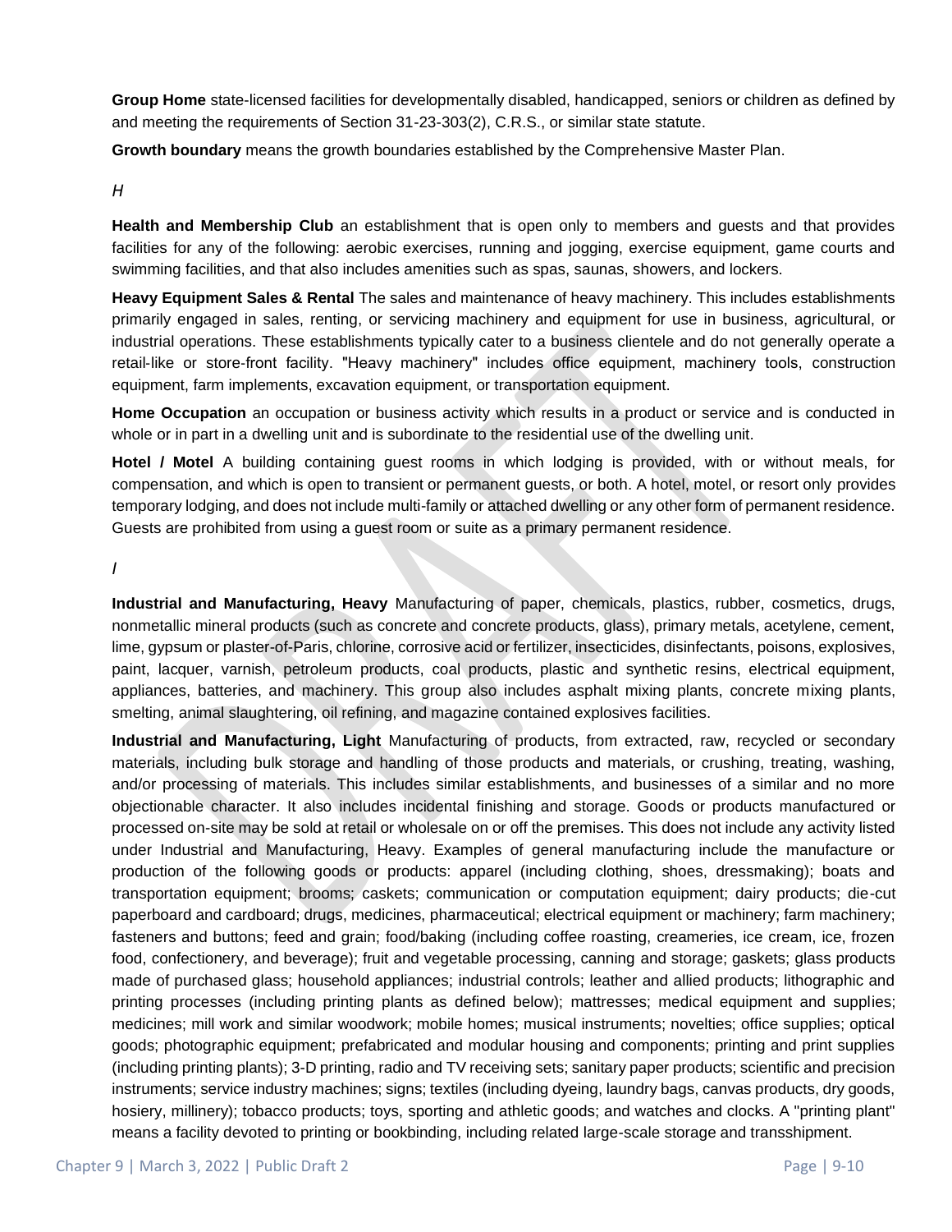**Group Home** state-licensed facilities for developmentally disabled, handicapped, seniors or children as defined by and meeting the requirements of Section 31-23-303(2), C.R.S., or similar state statute.

**Growth boundary** means the growth boundaries established by the Comprehensive Master Plan.

*H*

**Health and Membership Club** an establishment that is open only to members and guests and that provides facilities for any of the following: aerobic exercises, running and jogging, exercise equipment, game courts and swimming facilities, and that also includes amenities such as spas, saunas, showers, and lockers.

**Heavy Equipment Sales & Rental** The sales and maintenance of heavy machinery. This includes establishments primarily engaged in sales, renting, or servicing machinery and equipment for use in business, agricultural, or industrial operations. These establishments typically cater to a business clientele and do not generally operate a retail-like or store-front facility. "Heavy machinery" includes office equipment, machinery tools, construction equipment, farm implements, excavation equipment, or transportation equipment.

**Home Occupation** an occupation or business activity which results in a product or service and is conducted in whole or in part in a dwelling unit and is subordinate to the residential use of the dwelling unit.

**Hotel / Motel** A building containing guest rooms in which lodging is provided, with or without meals, for compensation, and which is open to transient or permanent guests, or both. A hotel, motel, or resort only provides temporary lodging, and does not include multi-family or attached dwelling or any other form of permanent residence. Guests are prohibited from using a guest room or suite as a primary permanent residence.

*I*

**Industrial and Manufacturing, Heavy** Manufacturing of paper, chemicals, plastics, rubber, cosmetics, drugs, nonmetallic mineral products (such as concrete and concrete products, glass), primary metals, acetylene, cement, lime, gypsum or plaster-of-Paris, chlorine, corrosive acid or fertilizer, insecticides, disinfectants, poisons, explosives, paint, lacquer, varnish, petroleum products, coal products, plastic and synthetic resins, electrical equipment, appliances, batteries, and machinery. This group also includes asphalt mixing plants, concrete mixing plants, smelting, animal slaughtering, oil refining, and magazine contained explosives facilities.

**Industrial and Manufacturing, Light** Manufacturing of products, from extracted, raw, recycled or secondary materials, including bulk storage and handling of those products and materials, or crushing, treating, washing, and/or processing of materials. This includes similar establishments, and businesses of a similar and no more objectionable character. It also includes incidental finishing and storage. Goods or products manufactured or processed on-site may be sold at retail or wholesale on or off the premises. This does not include any activity listed under Industrial and Manufacturing, Heavy. Examples of general manufacturing include the manufacture or production of the following goods or products: apparel (including clothing, shoes, dressmaking); boats and transportation equipment; brooms; caskets; communication or computation equipment; dairy products; die-cut paperboard and cardboard; drugs, medicines, pharmaceutical; electrical equipment or machinery; farm machinery; fasteners and buttons; feed and grain; food/baking (including coffee roasting, creameries, ice cream, ice, frozen food, confectionery, and beverage); fruit and vegetable processing, canning and storage; gaskets; glass products made of purchased glass; household appliances; industrial controls; leather and allied products; lithographic and printing processes (including printing plants as defined below); mattresses; medical equipment and supplies; medicines; mill work and similar woodwork; mobile homes; musical instruments; novelties; office supplies; optical goods; photographic equipment; prefabricated and modular housing and components; printing and print supplies (including printing plants); 3-D printing, radio and TV receiving sets; sanitary paper products; scientific and precision instruments; service industry machines; signs; textiles (including dyeing, laundry bags, canvas products, dry goods, hosiery, millinery); tobacco products; toys, sporting and athletic goods; and watches and clocks. A "printing plant" means a facility devoted to printing or bookbinding, including related large-scale storage and transshipment.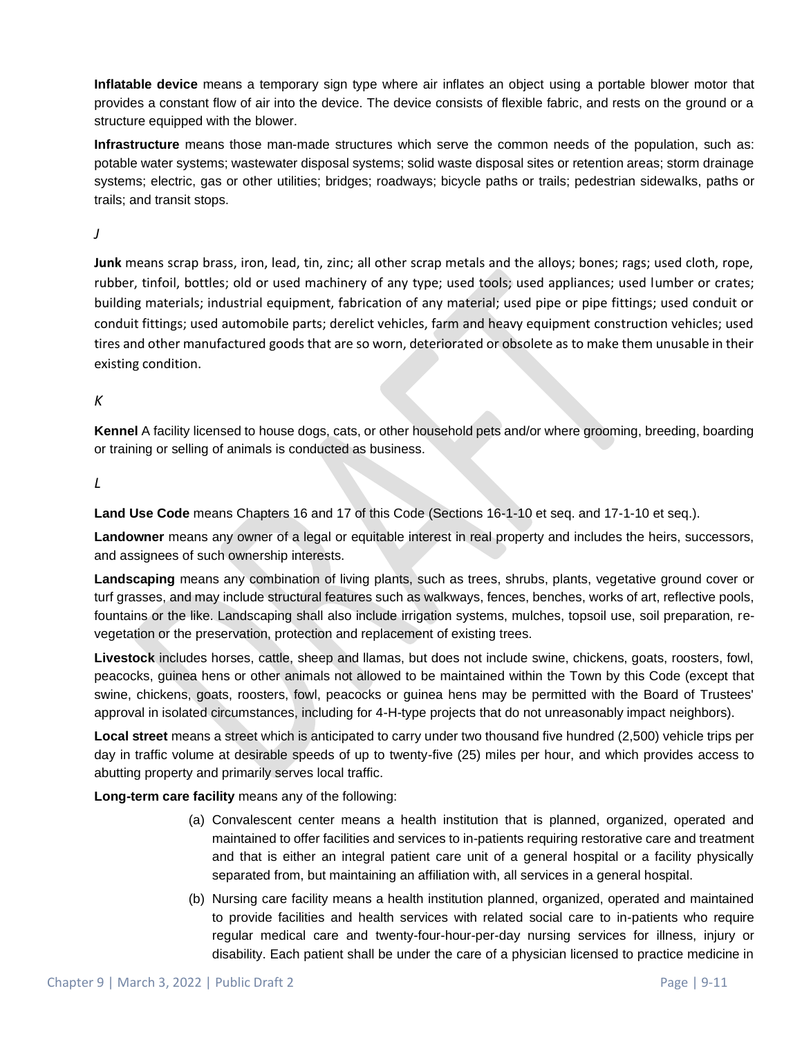**Inflatable device** means a temporary sign type where air inflates an object using a portable blower motor that provides a constant flow of air into the device. The device consists of flexible fabric, and rests on the ground or a structure equipped with the blower.

**Infrastructure** means those man-made structures which serve the common needs of the population, such as: potable water systems; wastewater disposal systems; solid waste disposal sites or retention areas; storm drainage systems; electric, gas or other utilities; bridges; roadways; bicycle paths or trails; pedestrian sidewalks, paths or trails; and transit stops.

*J*

**Junk** means scrap brass, iron, lead, tin, zinc; all other scrap metals and the alloys; bones; rags; used cloth, rope, rubber, tinfoil, bottles; old or used machinery of any type; used tools; used appliances; used lumber or crates; building materials; industrial equipment, fabrication of any material; used pipe or pipe fittings; used conduit or conduit fittings; used automobile parts; derelict vehicles, farm and heavy equipment construction vehicles; used tires and other manufactured goods that are so worn, deteriorated or obsolete as to make them unusable in their existing condition.

*K*

**Kennel** A facility licensed to house dogs, cats, or other household pets and/or where grooming, breeding, boarding or training or selling of animals is conducted as business.

*L*

**Land Use Code** means Chapters 16 and 17 of this Code (Sections 16-1-10 et seq. and 17-1-10 et seq.).

**Landowner** means any owner of a legal or equitable interest in real property and includes the heirs, successors, and assignees of such ownership interests.

**Landscaping** means any combination of living plants, such as trees, shrubs, plants, vegetative ground cover or turf grasses, and may include structural features such as walkways, fences, benches, works of art, reflective pools, fountains or the like. Landscaping shall also include irrigation systems, mulches, topsoil use, soil preparation, re-vegetation or the preservation, protection and replacement of existing trees.

**Livestock** includes horses, cattle, sheep and llamas, but does not include swine, chickens, goats, roosters, fowl, peacocks, guinea hens or other animals not allowed to be maintained within the Town by this Code (except that swine, chickens, goats, roosters, fowl, peacocks or guinea hens may be permitted with the Board of Trustees' approval in isolated circumstances, including for 4-H-type projects that do not unreasonably impact neighbors).

**Local street** means a street which is anticipated to carry under two thousand five hundred (2,500) vehicle trips per day in traffic volume at desirable speeds of up to twenty-five (25) miles per hour, and which provides access to abutting property and primarily serves local traffic.

**Long-term care facility** means any of the following:

(a) Convalescent center means a health institution that is planned, organized, operated and maintained to offer facilities and services to in-patients requiring restorative care and treatment and that is either an integral patient care unit of a general hospital or a facility physically separated from, but maintaining an affiliation with, all services in a general hospital.

(b) Nursing care facility means a health institution planned, organized, operated and maintained to provide facilities and health services with related social care to in-patients who require regular medical care and twenty-four-hour-per-day nursing services for illness, injury or disability. Each patient shall be under the care of a physician licensed to practice medicine in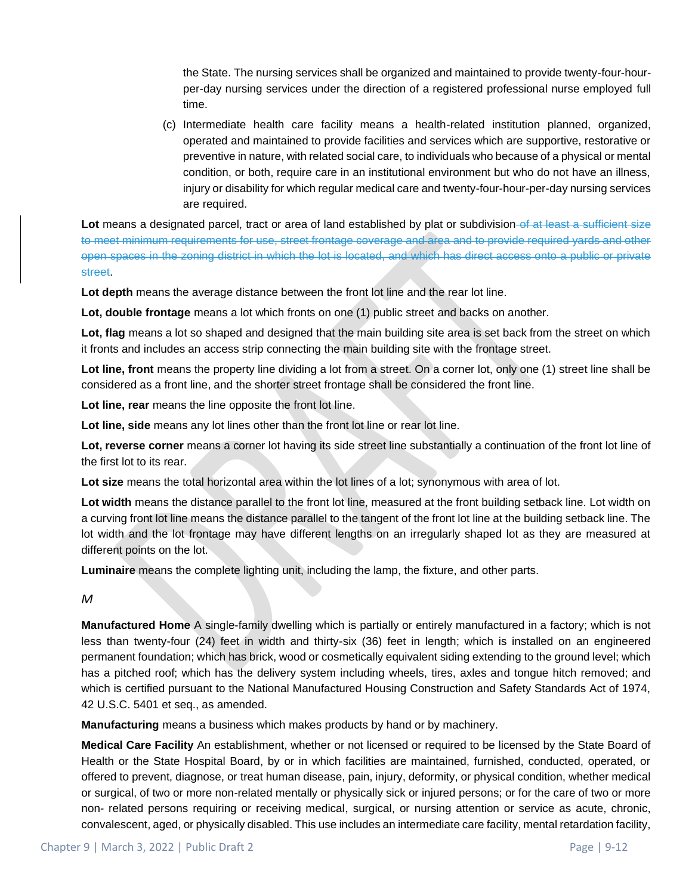the State. The nursing services shall be organized and maintained to provide twenty-four-hour-per-day nursing services under the direction of a registered professional nurse employed full time.

(c) Intermediate health care facility means a health-related institution planned, organized, operated and maintained to provide facilities and services which are supportive, restorative or preventive in nature, with related social care, to individuals who because of a physical or mental condition, or both, require care in an institutional environment but who do not have an illness, injury or disability for which regular medical care and twenty-four-hour-per-day nursing services are required.

**Lot** means a designated parcel, tract or area of land established by plat or subdivision ~~of at least a sufficient size to meet minimum requirements for use, street frontage coverage and area and to provide required yards and other open spaces in the zoning district in which the lot is located, and which has direct access onto a public or private street~~.

**Lot depth** means the average distance between the front lot line and the rear lot line.

**Lot, double frontage** means a lot which fronts on one (1) public street and backs on another.

**Lot, flag** means a lot so shaped and designed that the main building site area is set back from the street on which it fronts and includes an access strip connecting the main building site with the frontage street.

**Lot line, front** means the property line dividing a lot from a street. On a corner lot, only one (1) street line shall be considered as a front line, and the shorter street frontage shall be considered the front line.

**Lot line, rear** means the line opposite the front lot line.

**Lot line, side** means any lot lines other than the front lot line or rear lot line.

**Lot, reverse corner** means a corner lot having its side street line substantially a continuation of the front lot line of the first lot to its rear.

**Lot size** means the total horizontal area within the lot lines of a lot; synonymous with area of lot.

**Lot width** means the distance parallel to the front lot line, measured at the front building setback line. Lot width on a curving front lot line means the distance parallel to the tangent of the front lot line at the building setback line. The lot width and the lot frontage may have different lengths on an irregularly shaped lot as they are measured at different points on the lot.

**Luminaire** means the complete lighting unit, including the lamp, the fixture, and other parts.

*M*

**Manufactured Home** A single-family dwelling which is partially or entirely manufactured in a factory; which is not less than twenty-four (24) feet in width and thirty-six (36) feet in length; which is installed on an engineered permanent foundation; which has brick, wood or cosmetically equivalent siding extending to the ground level; which has a pitched roof; which has the delivery system including wheels, tires, axles and tongue hitch removed; and which is certified pursuant to the National Manufactured Housing Construction and Safety Standards Act of 1974, 42 U.S.C. 5401 et seq., as amended.

**Manufacturing** means a business which makes products by hand or by machinery.

**Medical Care Facility** An establishment, whether or not licensed or required to be licensed by the State Board of Health or the State Hospital Board, by or in which facilities are maintained, furnished, conducted, operated, or offered to prevent, diagnose, or treat human disease, pain, injury, deformity, or physical condition, whether medical or surgical, of two or more non-related mentally or physically sick or injured persons; or for the care of two or more non- related persons requiring or receiving medical, surgical, or nursing attention or service as acute, chronic, convalescent, aged, or physically disabled. This use includes an intermediate care facility, mental retardation facility,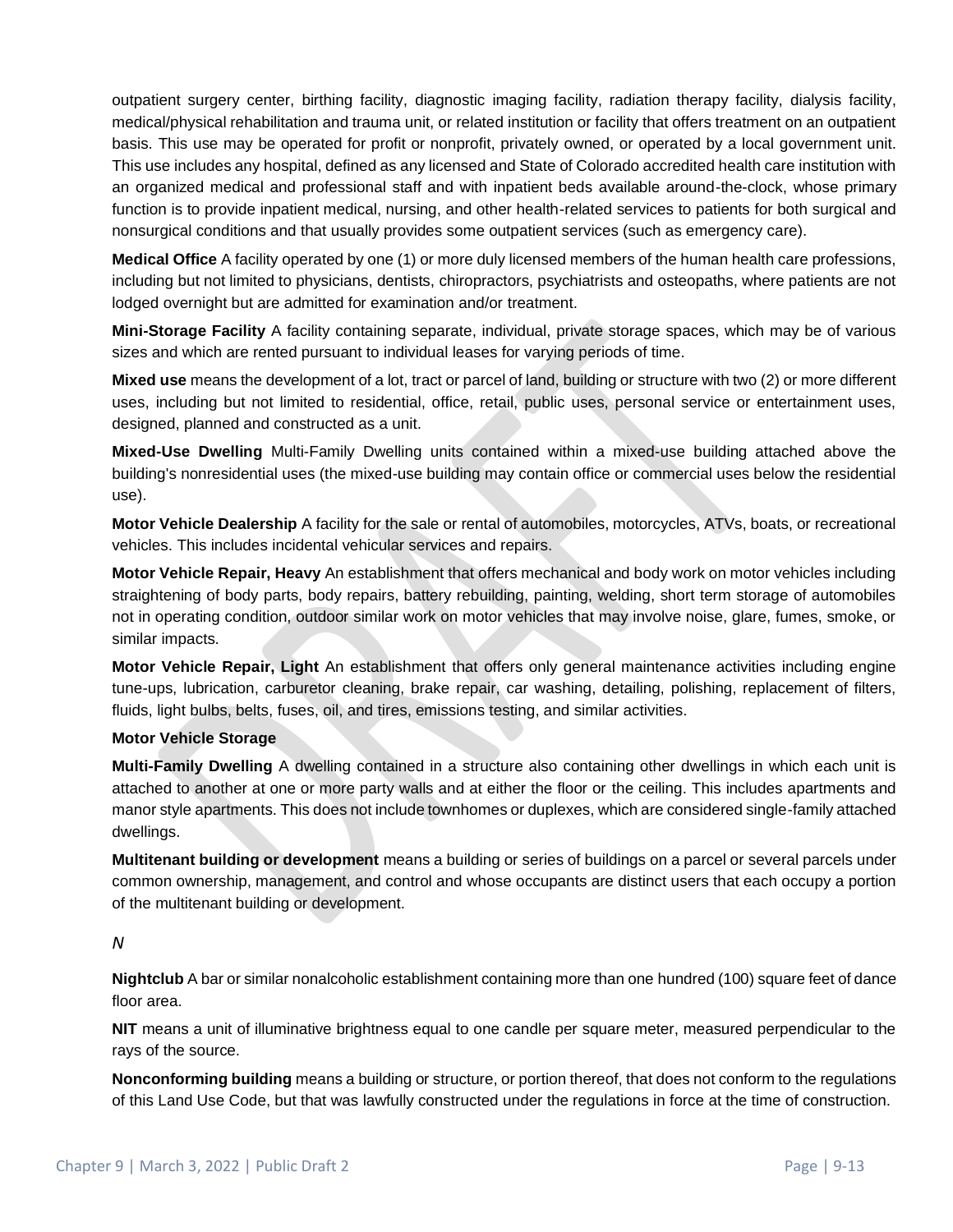outpatient surgery center, birthing facility, diagnostic imaging facility, radiation therapy facility, dialysis facility, medical/physical rehabilitation and trauma unit, or related institution or facility that offers treatment on an outpatient basis. This use may be operated for profit or nonprofit, privately owned, or operated by a local government unit. This use includes any hospital, defined as any licensed and State of Colorado accredited health care institution with an organized medical and professional staff and with inpatient beds available around-the-clock, whose primary function is to provide inpatient medical, nursing, and other health-related services to patients for both surgical and nonsurgical conditions and that usually provides some outpatient services (such as emergency care).

**Medical Office** A facility operated by one (1) or more duly licensed members of the human health care professions, including but not limited to physicians, dentists, chiropractors, psychiatrists and osteopaths, where patients are not lodged overnight but are admitted for examination and/or treatment.

**Mini-Storage Facility** A facility containing separate, individual, private storage spaces, which may be of various sizes and which are rented pursuant to individual leases for varying periods of time.

**Mixed use** means the development of a lot, tract or parcel of land, building or structure with two (2) or more different uses, including but not limited to residential, office, retail, public uses, personal service or entertainment uses, designed, planned and constructed as a unit.

**Mixed-Use Dwelling** Multi-Family Dwelling units contained within a mixed-use building attached above the building's nonresidential uses (the mixed-use building may contain office or commercial uses below the residential use).

**Motor Vehicle Dealership** A facility for the sale or rental of automobiles, motorcycles, ATVs, boats, or recreational vehicles. This includes incidental vehicular services and repairs.

**Motor Vehicle Repair, Heavy** An establishment that offers mechanical and body work on motor vehicles including straightening of body parts, body repairs, battery rebuilding, painting, welding, short term storage of automobiles not in operating condition, outdoor similar work on motor vehicles that may involve noise, glare, fumes, smoke, or similar impacts.

**Motor Vehicle Repair, Light** An establishment that offers only general maintenance activities including engine tune-ups, lubrication, carburetor cleaning, brake repair, car washing, detailing, polishing, replacement of filters, fluids, light bulbs, belts, fuses, oil, and tires, emissions testing, and similar activities.

**Motor Vehicle Storage**

**Multi-Family Dwelling** A dwelling contained in a structure also containing other dwellings in which each unit is attached to another at one or more party walls and at either the floor or the ceiling. This includes apartments and manor style apartments. This does not include townhomes or duplexes, which are considered single-family attached dwellings.

**Multitenant building or development** means a building or series of buildings on a parcel or several parcels under common ownership, management, and control and whose occupants are distinct users that each occupy a portion of the multitenant building or development.

*N*

**Nightclub** A bar or similar nonalcoholic establishment containing more than one hundred (100) square feet of dance floor area.

**NIT** means a unit of illuminative brightness equal to one candle per square meter, measured perpendicular to the rays of the source.

**Nonconforming building** means a building or structure, or portion thereof, that does not conform to the regulations of this Land Use Code, but that was lawfully constructed under the regulations in force at the time of construction.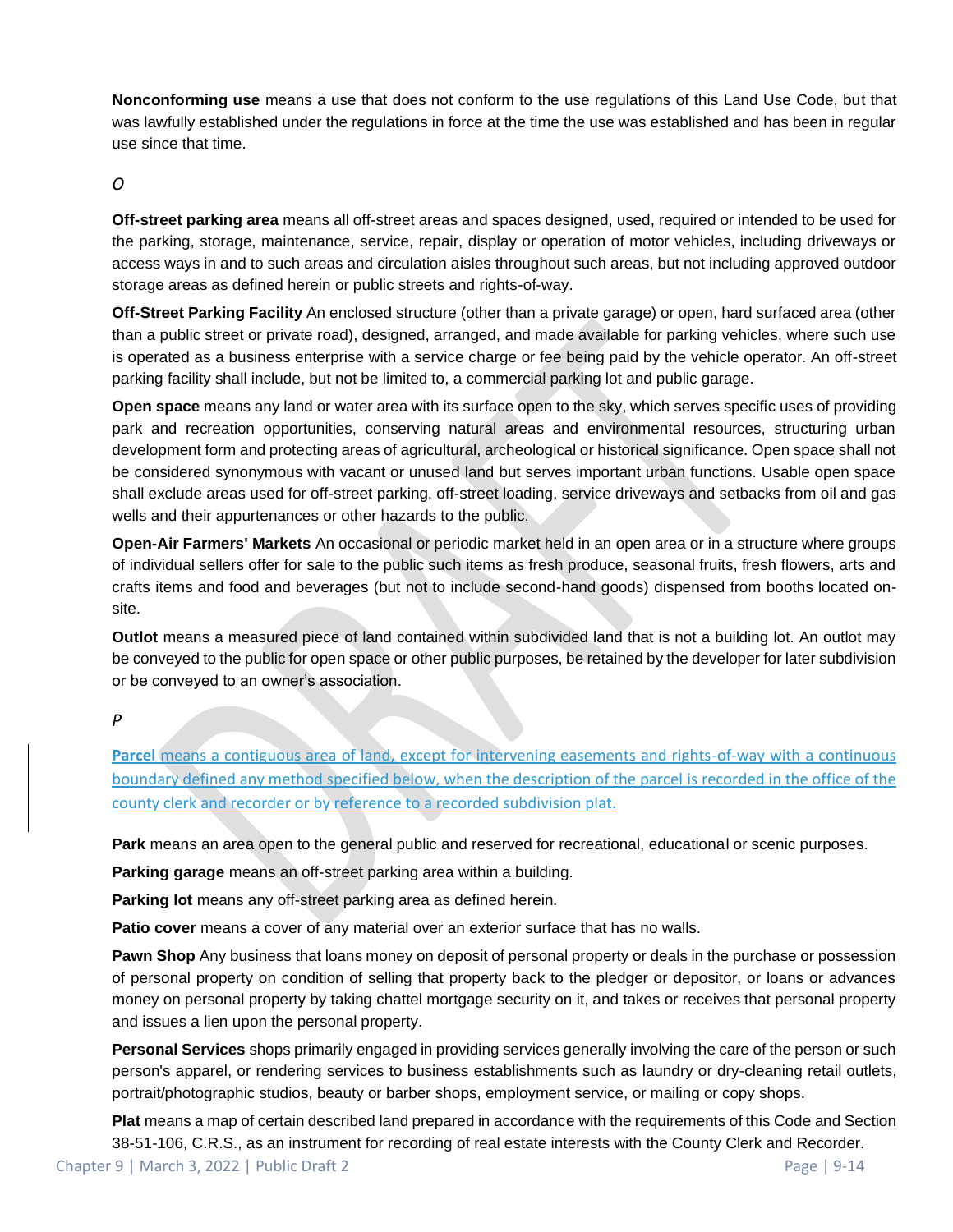**Nonconforming use** means a use that does not conform to the use regulations of this Land Use Code, but that was lawfully established under the regulations in force at the time the use was established and has been in regular use since that time.

*O*

**Off-street parking area** means all off-street areas and spaces designed, used, required or intended to be used for the parking, storage, maintenance, service, repair, display or operation of motor vehicles, including driveways or access ways in and to such areas and circulation aisles throughout such areas, but not including approved outdoor storage areas as defined herein or public streets and rights-of-way.

**Off-Street Parking Facility** An enclosed structure (other than a private garage) or open, hard surfaced area (other than a public street or private road), designed, arranged, and made available for parking vehicles, where such use is operated as a business enterprise with a service charge or fee being paid by the vehicle operator. An off-street parking facility shall include, but not be limited to, a commercial parking lot and public garage.

**Open space** means any land or water area with its surface open to the sky, which serves specific uses of providing park and recreation opportunities, conserving natural areas and environmental resources, structuring urban development form and protecting areas of agricultural, archeological or historical significance. Open space shall not be considered synonymous with vacant or unused land but serves important urban functions. Usable open space shall exclude areas used for off-street parking, off-street loading, service driveways and setbacks from oil and gas wells and their appurtenances or other hazards to the public.

**Open-Air Farmers' Markets** An occasional or periodic market held in an open area or in a structure where groups of individual sellers offer for sale to the public such items as fresh produce, seasonal fruits, fresh flowers, arts and crafts items and food and beverages (but not to include second-hand goods) dispensed from booths located on-site.

**Outlot** means a measured piece of land contained within subdivided land that is not a building lot. An outlot may be conveyed to the public for open space or other public purposes, be retained by the developer for later subdivision or be conveyed to an owner's association.

*P*

**Parcel** means a contiguous area of land, except for intervening easements and rights-of-way with a continuous boundary defined any method specified below, when the description of the parcel is recorded in the office of the county clerk and recorder or by reference to a recorded subdivision plat.

**Park** means an area open to the general public and reserved for recreational, educational or scenic purposes.

**Parking garage** means an off-street parking area within a building.

**Parking lot** means any off-street parking area as defined herein.

**Patio cover** means a cover of any material over an exterior surface that has no walls.

**Pawn Shop** Any business that loans money on deposit of personal property or deals in the purchase or possession of personal property on condition of selling that property back to the pledger or depositor, or loans or advances money on personal property by taking chattel mortgage security on it, and takes or receives that personal property and issues a lien upon the personal property.

**Personal Services** shops primarily engaged in providing services generally involving the care of the person or such person's apparel, or rendering services to business establishments such as laundry or dry-cleaning retail outlets, portrait/photographic studios, beauty or barber shops, employment service, or mailing or copy shops.

**Plat** means a map of certain described land prepared in accordance with the requirements of this Code and Section 38-51-106, C.R.S., as an instrument for recording of real estate interests with the County Clerk and Recorder.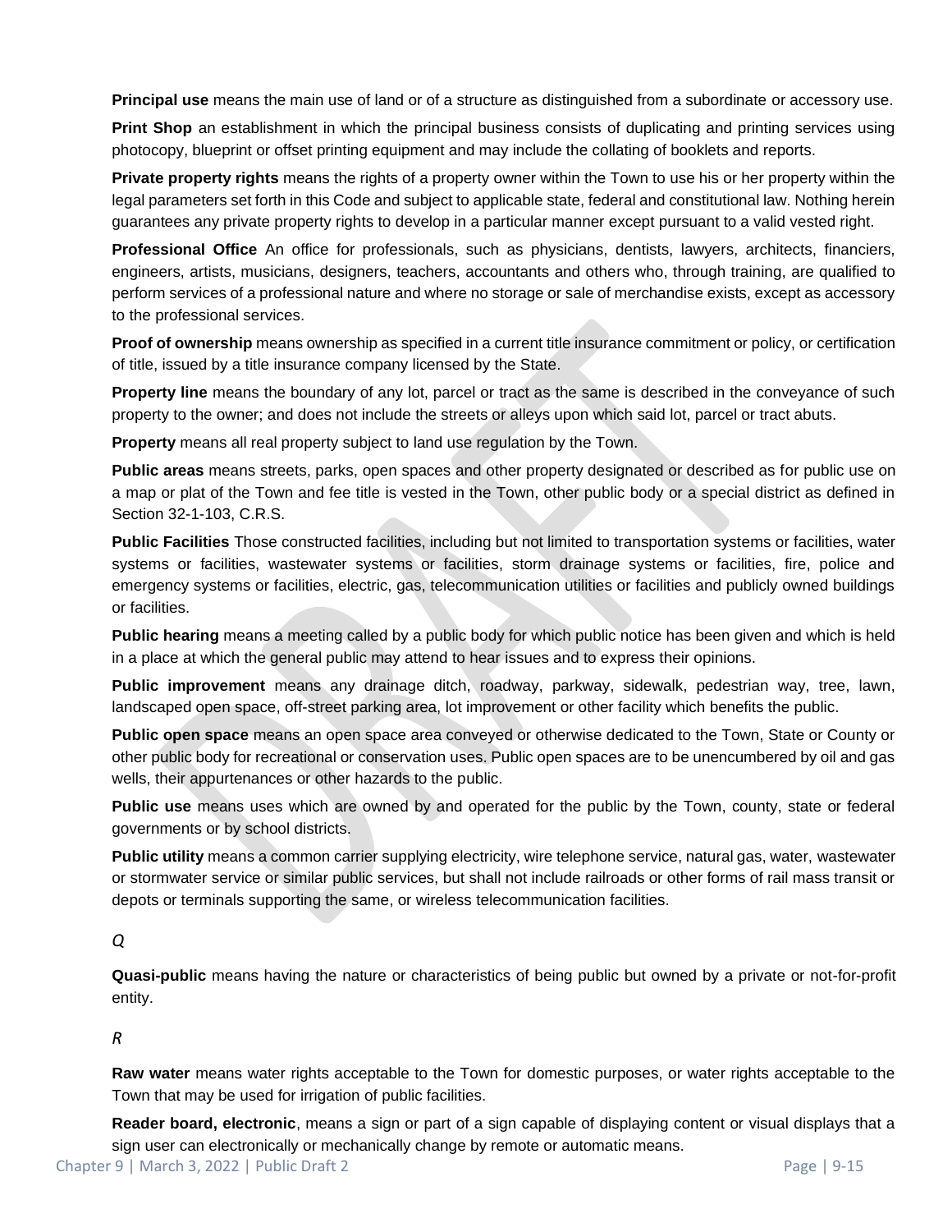**Principal use** means the main use of land or of a structure as distinguished from a subordinate or accessory use.

**Print Shop** an establishment in which the principal business consists of duplicating and printing services using photocopy, blueprint or offset printing equipment and may include the collating of booklets and reports.

**Private property rights** means the rights of a property owner within the Town to use his or her property within the legal parameters set forth in this Code and subject to applicable state, federal and constitutional law. Nothing herein guarantees any private property rights to develop in a particular manner except pursuant to a valid vested right.

**Professional Office** An office for professionals, such as physicians, dentists, lawyers, architects, financiers, engineers, artists, musicians, designers, teachers, accountants and others who, through training, are qualified to perform services of a professional nature and where no storage or sale of merchandise exists, except as accessory to the professional services.

**Proof of ownership** means ownership as specified in a current title insurance commitment or policy, or certification of title, issued by a title insurance company licensed by the State.

**Property line** means the boundary of any lot, parcel or tract as the same is described in the conveyance of such property to the owner; and does not include the streets or alleys upon which said lot, parcel or tract abuts.

**Property** means all real property subject to land use regulation by the Town.

**Public areas** means streets, parks, open spaces and other property designated or described as for public use on a map or plat of the Town and fee title is vested in the Town, other public body or a special district as defined in Section 32-1-103, C.R.S.

**Public Facilities** Those constructed facilities, including but not limited to transportation systems or facilities, water systems or facilities, wastewater systems or facilities, storm drainage systems or facilities, fire, police and emergency systems or facilities, electric, gas, telecommunication utilities or facilities and publicly owned buildings or facilities.

**Public hearing** means a meeting called by a public body for which public notice has been given and which is held in a place at which the general public may attend to hear issues and to express their opinions.

**Public improvement** means any drainage ditch, roadway, parkway, sidewalk, pedestrian way, tree, lawn, landscaped open space, off-street parking area, lot improvement or other facility which benefits the public.

**Public open space** means an open space area conveyed or otherwise dedicated to the Town, State or County or other public body for recreational or conservation uses. Public open spaces are to be unencumbered by oil and gas wells, their appurtenances or other hazards to the public.

**Public use** means uses which are owned by and operated for the public by the Town, county, state or federal governments or by school districts.

**Public utility** means a common carrier supplying electricity, wire telephone service, natural gas, water, wastewater or stormwater service or similar public services, but shall not include railroads or other forms of rail mass transit or depots or terminals supporting the same, or wireless telecommunication facilities.

*Q*

**Quasi-public** means having the nature or characteristics of being public but owned by a private or not-for-profit entity.

*R*

**Raw water** means water rights acceptable to the Town for domestic purposes, or water rights acceptable to the Town that may be used for irrigation of public facilities.

**Reader board, electronic**, means a sign or part of a sign capable of displaying content or visual displays that a sign user can electronically or mechanically change by remote or automatic means.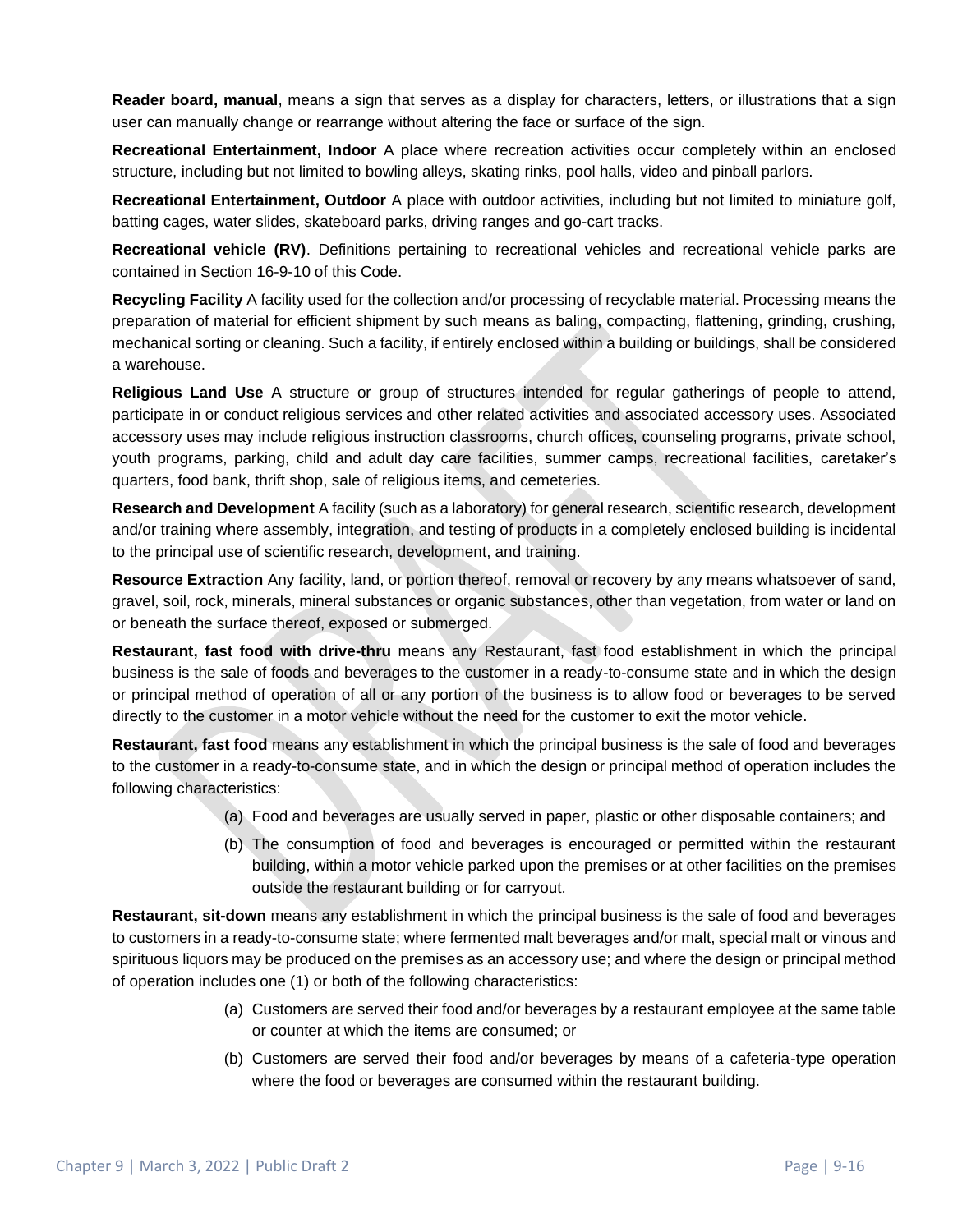**Reader board, manual**, means a sign that serves as a display for characters, letters, or illustrations that a sign user can manually change or rearrange without altering the face or surface of the sign.

**Recreational Entertainment, Indoor** A place where recreation activities occur completely within an enclosed structure, including but not limited to bowling alleys, skating rinks, pool halls, video and pinball parlors.

**Recreational Entertainment, Outdoor** A place with outdoor activities, including but not limited to miniature golf, batting cages, water slides, skateboard parks, driving ranges and go-cart tracks.

**Recreational vehicle (RV)**. Definitions pertaining to recreational vehicles and recreational vehicle parks are contained in Section 16-9-10 of this Code.

**Recycling Facility** A facility used for the collection and/or processing of recyclable material. Processing means the preparation of material for efficient shipment by such means as baling, compacting, flattening, grinding, crushing, mechanical sorting or cleaning. Such a facility, if entirely enclosed within a building or buildings, shall be considered a warehouse.

**Religious Land Use** A structure or group of structures intended for regular gatherings of people to attend, participate in or conduct religious services and other related activities and associated accessory uses. Associated accessory uses may include religious instruction classrooms, church offices, counseling programs, private school, youth programs, parking, child and adult day care facilities, summer camps, recreational facilities, caretaker's quarters, food bank, thrift shop, sale of religious items, and cemeteries.

**Research and Development** A facility (such as a laboratory) for general research, scientific research, development and/or training where assembly, integration, and testing of products in a completely enclosed building is incidental to the principal use of scientific research, development, and training.

**Resource Extraction** Any facility, land, or portion thereof, removal or recovery by any means whatsoever of sand, gravel, soil, rock, minerals, mineral substances or organic substances, other than vegetation, from water or land on or beneath the surface thereof, exposed or submerged.

**Restaurant, fast food with drive-thru** means any Restaurant, fast food establishment in which the principal business is the sale of foods and beverages to the customer in a ready-to-consume state and in which the design or principal method of operation of all or any portion of the business is to allow food or beverages to be served directly to the customer in a motor vehicle without the need for the customer to exit the motor vehicle.

**Restaurant, fast food** means any establishment in which the principal business is the sale of food and beverages to the customer in a ready-to-consume state, and in which the design or principal method of operation includes the following characteristics:

(a) Food and beverages are usually served in paper, plastic or other disposable containers; and

(b) The consumption of food and beverages is encouraged or permitted within the restaurant building, within a motor vehicle parked upon the premises or at other facilities on the premises outside the restaurant building or for carryout.

**Restaurant, sit-down** means any establishment in which the principal business is the sale of food and beverages to customers in a ready-to-consume state; where fermented malt beverages and/or malt, special malt or vinous and spirituous liquors may be produced on the premises as an accessory use; and where the design or principal method of operation includes one (1) or both of the following characteristics:

(a) Customers are served their food and/or beverages by a restaurant employee at the same table or counter at which the items are consumed; or

(b) Customers are served their food and/or beverages by means of a cafeteria-type operation where the food or beverages are consumed within the restaurant building.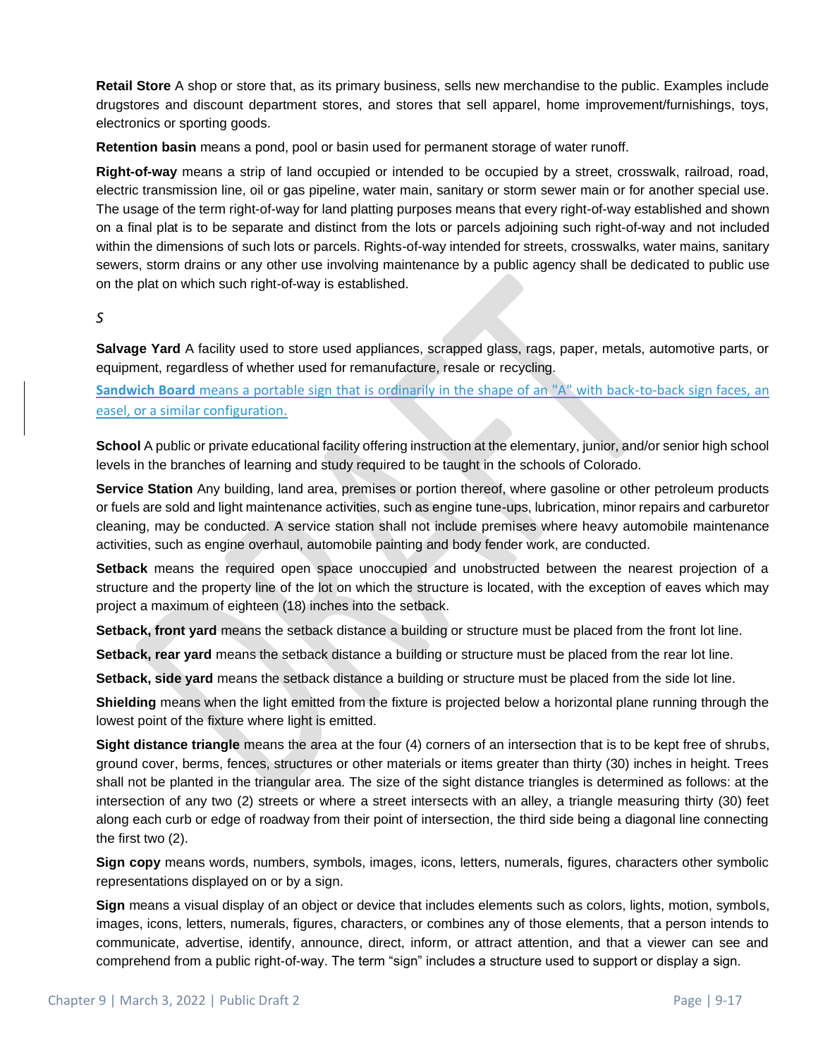**Retail Store** A shop or store that, as its primary business, sells new merchandise to the public. Examples include drugstores and discount department stores, and stores that sell apparel, home improvement/furnishings, toys, electronics or sporting goods.

**Retention basin** means a pond, pool or basin used for permanent storage of water runoff.

**Right-of-way** means a strip of land occupied or intended to be occupied by a street, crosswalk, railroad, road, electric transmission line, oil or gas pipeline, water main, sanitary or storm sewer main or for another special use. The usage of the term right-of-way for land platting purposes means that every right-of-way established and shown on a final plat is to be separate and distinct from the lots or parcels adjoining such right-of-way and not included within the dimensions of such lots or parcels. Rights-of-way intended for streets, crosswalks, water mains, sanitary sewers, storm drains or any other use involving maintenance by a public agency shall be dedicated to public use on the plat on which such right-of-way is established.

*S*

**Salvage Yard** A facility used to store used appliances, scrapped glass, rags, paper, metals, automotive parts, or equipment, regardless of whether used for remanufacture, resale or recycling.

**Sandwich Board** means a portable sign that is ordinarily in the shape of an "A" with back-to-back sign faces, an easel, or a similar configuration.

**School** A public or private educational facility offering instruction at the elementary, junior, and/or senior high school levels in the branches of learning and study required to be taught in the schools of Colorado.

**Service Station** Any building, land area, premises or portion thereof, where gasoline or other petroleum products or fuels are sold and light maintenance activities, such as engine tune-ups, lubrication, minor repairs and carburetor cleaning, may be conducted. A service station shall not include premises where heavy automobile maintenance activities, such as engine overhaul, automobile painting and body fender work, are conducted.

**Setback** means the required open space unoccupied and unobstructed between the nearest projection of a structure and the property line of the lot on which the structure is located, with the exception of eaves which may project a maximum of eighteen (18) inches into the setback.

**Setback, front yard** means the setback distance a building or structure must be placed from the front lot line.

**Setback, rear yard** means the setback distance a building or structure must be placed from the rear lot line.

**Setback, side yard** means the setback distance a building or structure must be placed from the side lot line.

**Shielding** means when the light emitted from the fixture is projected below a horizontal plane running through the lowest point of the fixture where light is emitted.

**Sight distance triangle** means the area at the four (4) corners of an intersection that is to be kept free of shrubs, ground cover, berms, fences, structures or other materials or items greater than thirty (30) inches in height. Trees shall not be planted in the triangular area. The size of the sight distance triangles is determined as follows: at the intersection of any two (2) streets or where a street intersects with an alley, a triangle measuring thirty (30) feet along each curb or edge of roadway from their point of intersection, the third side being a diagonal line connecting the first two (2).

**Sign copy** means words, numbers, symbols, images, icons, letters, numerals, figures, characters other symbolic representations displayed on or by a sign.

**Sign** means a visual display of an object or device that includes elements such as colors, lights, motion, symbols, images, icons, letters, numerals, figures, characters, or combines any of those elements, that a person intends to communicate, advertise, identify, announce, direct, inform, or attract attention, and that a viewer can see and comprehend from a public right-of-way. The term "sign" includes a structure used to support or display a sign.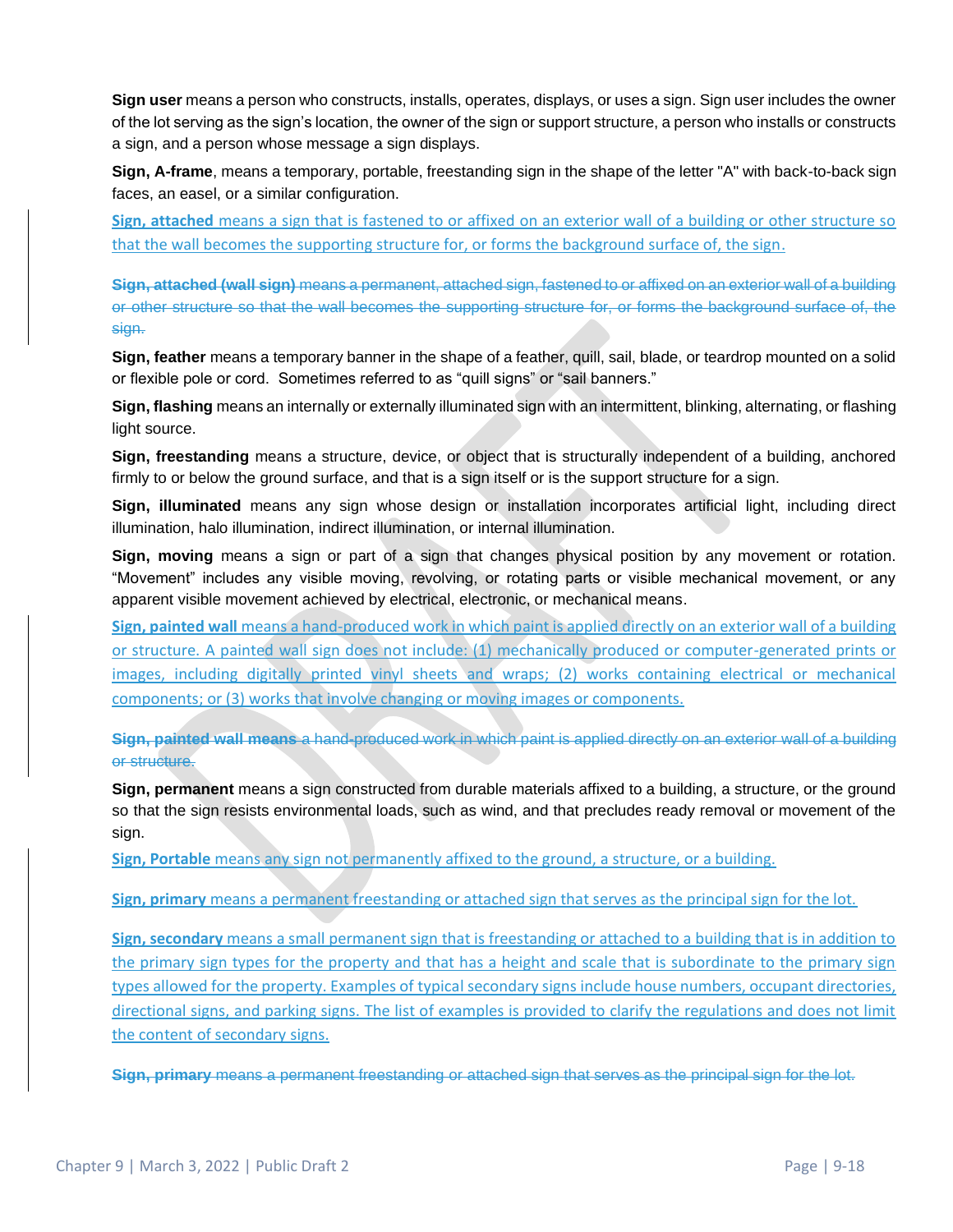**Sign user** means a person who constructs, installs, operates, displays, or uses a sign. Sign user includes the owner of the lot serving as the sign's location, the owner of the sign or support structure, a person who installs or constructs a sign, and a person whose message a sign displays.

**Sign, A-frame**, means a temporary, portable, freestanding sign in the shape of the letter "A" with back-to-back sign faces, an easel, or a similar configuration.

**Sign, attached** means a sign that is fastened to or affixed on an exterior wall of a building or other structure so that the wall becomes the supporting structure for, or forms the background surface of, the sign.

~~**Sign, attached (wall sign)** means a permanent, attached sign, fastened to or affixed on an exterior wall of a building or other structure so that the wall becomes the supporting structure for, or forms the background surface of, the sign.~~

**Sign, feather** means a temporary banner in the shape of a feather, quill, sail, blade, or teardrop mounted on a solid or flexible pole or cord. Sometimes referred to as "quill signs" or "sail banners."

**Sign, flashing** means an internally or externally illuminated sign with an intermittent, blinking, alternating, or flashing light source.

**Sign, freestanding** means a structure, device, or object that is structurally independent of a building, anchored firmly to or below the ground surface, and that is a sign itself or is the support structure for a sign.

**Sign, illuminated** means any sign whose design or installation incorporates artificial light, including direct illumination, halo illumination, indirect illumination, or internal illumination.

**Sign, moving** means a sign or part of a sign that changes physical position by any movement or rotation. "Movement" includes any visible moving, revolving, or rotating parts or visible mechanical movement, or any apparent visible movement achieved by electrical, electronic, or mechanical means.

**Sign, painted wall** means a hand-produced work in which paint is applied directly on an exterior wall of a building or structure. A painted wall sign does not include: (1) mechanically produced or computer-generated prints or images, including digitally printed vinyl sheets and wraps; (2) works containing electrical or mechanical components; or (3) works that involve changing or moving images or components.

~~**Sign, painted wall means** a hand-produced work in which paint is applied directly on an exterior wall of a building or structure.~~

**Sign, permanent** means a sign constructed from durable materials affixed to a building, a structure, or the ground so that the sign resists environmental loads, such as wind, and that precludes ready removal or movement of the sign.

**Sign, Portable** means any sign not permanently affixed to the ground, a structure, or a building.

**Sign, primary** means a permanent freestanding or attached sign that serves as the principal sign for the lot.

**Sign, secondary** means a small permanent sign that is freestanding or attached to a building that is in addition to the primary sign types for the property and that has a height and scale that is subordinate to the primary sign types allowed for the property. Examples of typical secondary signs include house numbers, occupant directories, directional signs, and parking signs. The list of examples is provided to clarify the regulations and does not limit the content of secondary signs.

~~**Sign, primary** means a permanent freestanding or attached sign that serves as the principal sign for the lot.~~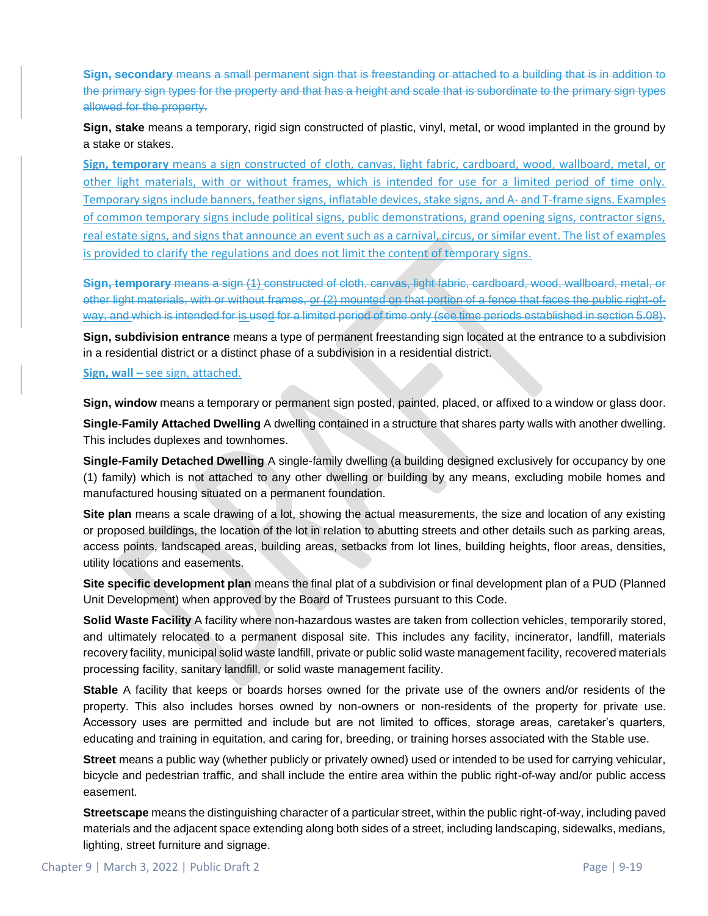~~**Sign, secondary** means a small permanent sign that is freestanding or attached to a building that is in addition to the primary sign types for the property and that has a height and scale that is subordinate to the primary sign types allowed for the property.~~

**Sign, stake** means a temporary, rigid sign constructed of plastic, vinyl, metal, or wood implanted in the ground by a stake or stakes.

**Sign, temporary** means a sign constructed of cloth, canvas, light fabric, cardboard, wood, wallboard, metal, or other light materials, with or without frames, which is intended for use for a limited period of time only. Temporary signs include banners, feather signs, inflatable devices, stake signs, and A- and T-frame signs. Examples of common temporary signs include political signs, public demonstrations, grand opening signs, contractor signs, real estate signs, and signs that announce an event such as a carnival, circus, or similar event. The list of examples is provided to clarify the regulations and does not limit the content of temporary signs.

~~**Sign, temporary** means a sign (1) constructed of cloth, canvas, light fabric, cardboard, wood, wallboard, metal, or other light materials, with or without frames, or (2) mounted on that portion of a fence that faces the public right-of-way, and which is intended for is used for a limited period of time only (see time periods established in section 5.08).~~

**Sign, subdivision entrance** means a type of permanent freestanding sign located at the entrance to a subdivision in a residential district or a distinct phase of a subdivision in a residential district.

**Sign, wall** – see sign, attached.

**Sign, window** means a temporary or permanent sign posted, painted, placed, or affixed to a window or glass door.

**Single-Family Attached Dwelling** A dwelling contained in a structure that shares party walls with another dwelling. This includes duplexes and townhomes.

**Single-Family Detached Dwelling** A single-family dwelling (a building designed exclusively for occupancy by one (1) family) which is not attached to any other dwelling or building by any means, excluding mobile homes and manufactured housing situated on a permanent foundation.

**Site plan** means a scale drawing of a lot, showing the actual measurements, the size and location of any existing or proposed buildings, the location of the lot in relation to abutting streets and other details such as parking areas, access points, landscaped areas, building areas, setbacks from lot lines, building heights, floor areas, densities, utility locations and easements.

**Site specific development plan** means the final plat of a subdivision or final development plan of a PUD (Planned Unit Development) when approved by the Board of Trustees pursuant to this Code.

**Solid Waste Facility** A facility where non-hazardous wastes are taken from collection vehicles, temporarily stored, and ultimately relocated to a permanent disposal site. This includes any facility, incinerator, landfill, materials recovery facility, municipal solid waste landfill, private or public solid waste management facility, recovered materials processing facility, sanitary landfill, or solid waste management facility.

**Stable** A facility that keeps or boards horses owned for the private use of the owners and/or residents of the property. This also includes horses owned by non-owners or non-residents of the property for private use. Accessory uses are permitted and include but are not limited to offices, storage areas, caretaker's quarters, educating and training in equitation, and caring for, breeding, or training horses associated with the Stable use.

**Street** means a public way (whether publicly or privately owned) used or intended to be used for carrying vehicular, bicycle and pedestrian traffic, and shall include the entire area within the public right-of-way and/or public access easement.

**Streetscape** means the distinguishing character of a particular street, within the public right-of-way, including paved materials and the adjacent space extending along both sides of a street, including landscaping, sidewalks, medians, lighting, street furniture and signage.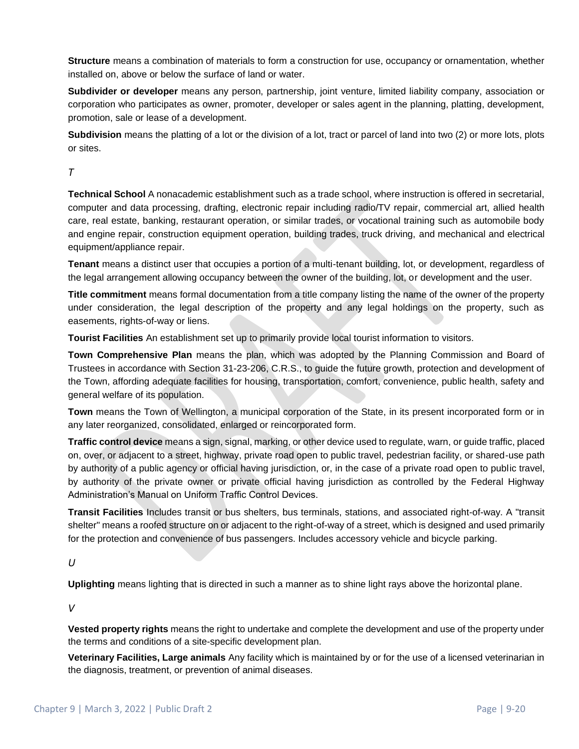**Structure** means a combination of materials to form a construction for use, occupancy or ornamentation, whether installed on, above or below the surface of land or water.

**Subdivider or developer** means any person, partnership, joint venture, limited liability company, association or corporation who participates as owner, promoter, developer or sales agent in the planning, platting, development, promotion, sale or lease of a development.

**Subdivision** means the platting of a lot or the division of a lot, tract or parcel of land into two (2) or more lots, plots or sites.

*T*

**Technical School** A nonacademic establishment such as a trade school, where instruction is offered in secretarial, computer and data processing, drafting, electronic repair including radio/TV repair, commercial art, allied health care, real estate, banking, restaurant operation, or similar trades, or vocational training such as automobile body and engine repair, construction equipment operation, building trades, truck driving, and mechanical and electrical equipment/appliance repair.

**Tenant** means a distinct user that occupies a portion of a multi-tenant building, lot, or development, regardless of the legal arrangement allowing occupancy between the owner of the building, lot, or development and the user.

**Title commitment** means formal documentation from a title company listing the name of the owner of the property under consideration, the legal description of the property and any legal holdings on the property, such as easements, rights-of-way or liens.

**Tourist Facilities** An establishment set up to primarily provide local tourist information to visitors.

**Town Comprehensive Plan** means the plan, which was adopted by the Planning Commission and Board of Trustees in accordance with Section 31-23-206, C.R.S., to guide the future growth, protection and development of the Town, affording adequate facilities for housing, transportation, comfort, convenience, public health, safety and general welfare of its population.

**Town** means the Town of Wellington, a municipal corporation of the State, in its present incorporated form or in any later reorganized, consolidated, enlarged or reincorporated form.

**Traffic control device** means a sign, signal, marking, or other device used to regulate, warn, or guide traffic, placed on, over, or adjacent to a street, highway, private road open to public travel, pedestrian facility, or shared-use path by authority of a public agency or official having jurisdiction, or, in the case of a private road open to public travel, by authority of the private owner or private official having jurisdiction as controlled by the Federal Highway Administration's Manual on Uniform Traffic Control Devices.

**Transit Facilities** Includes transit or bus shelters, bus terminals, stations, and associated right-of-way. A "transit shelter" means a roofed structure on or adjacent to the right-of-way of a street, which is designed and used primarily for the protection and convenience of bus passengers. Includes accessory vehicle and bicycle parking.

*U*

**Uplighting** means lighting that is directed in such a manner as to shine light rays above the horizontal plane.

*V*

**Vested property rights** means the right to undertake and complete the development and use of the property under the terms and conditions of a site-specific development plan.

**Veterinary Facilities, Large animals** Any facility which is maintained by or for the use of a licensed veterinarian in the diagnosis, treatment, or prevention of animal diseases.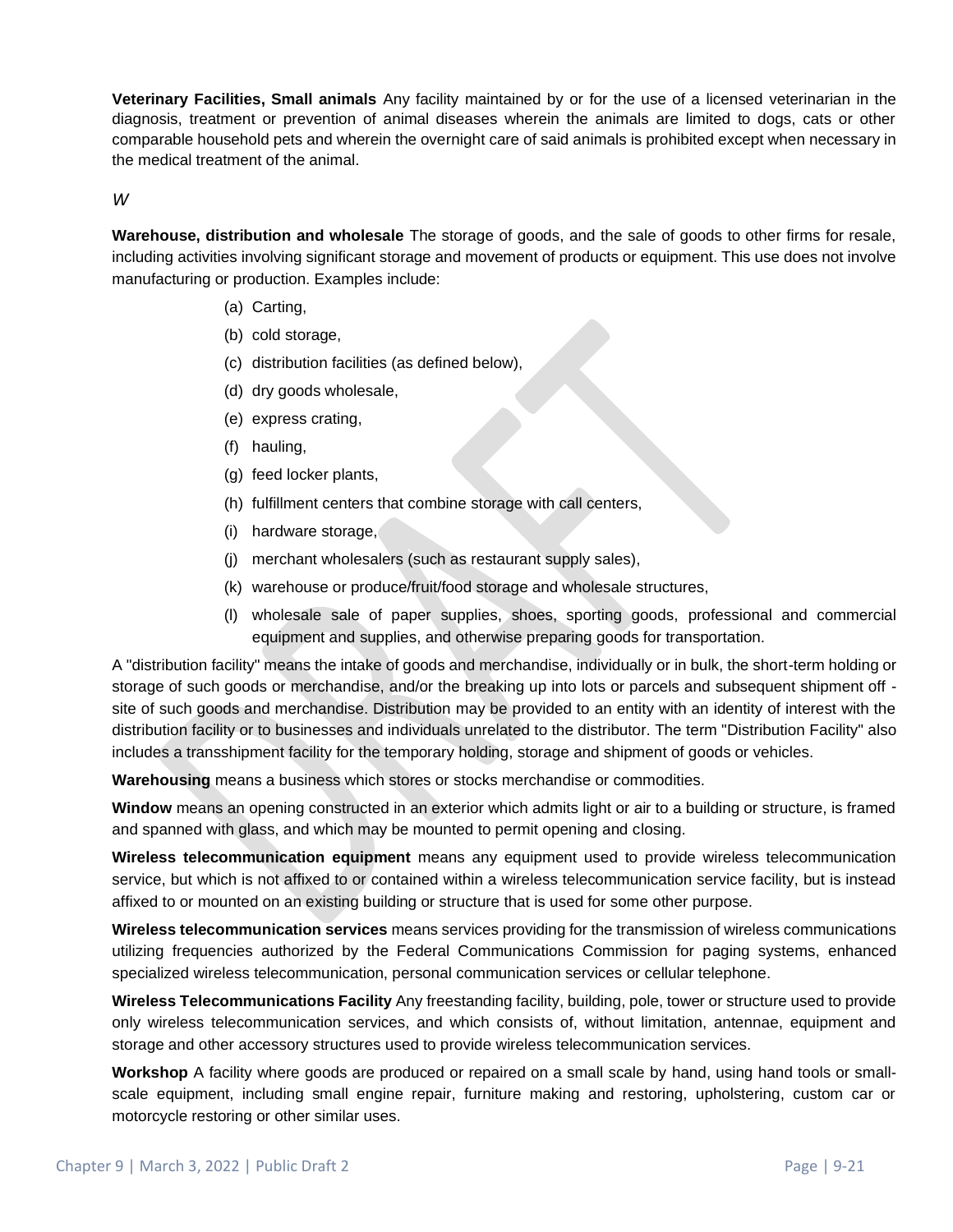**Veterinary Facilities, Small animals** Any facility maintained by or for the use of a licensed veterinarian in the diagnosis, treatment or prevention of animal diseases wherein the animals are limited to dogs, cats or other comparable household pets and wherein the overnight care of said animals is prohibited except when necessary in the medical treatment of the animal.

*W*

**Warehouse, distribution and wholesale** The storage of goods, and the sale of goods to other firms for resale, including activities involving significant storage and movement of products or equipment. This use does not involve manufacturing or production. Examples include:

(a) Carting,

(b) cold storage,

(c) distribution facilities (as defined below),

(d) dry goods wholesale,

(e) express crating,

(f) hauling,

(g) feed locker plants,

(h) fulfillment centers that combine storage with call centers,

(i) hardware storage,

(j) merchant wholesalers (such as restaurant supply sales),

(k) warehouse or produce/fruit/food storage and wholesale structures,

(l) wholesale sale of paper supplies, shoes, sporting goods, professional and commercial equipment and supplies, and otherwise preparing goods for transportation.

A "distribution facility" means the intake of goods and merchandise, individually or in bulk, the short-term holding or storage of such goods or merchandise, and/or the breaking up into lots or parcels and subsequent shipment off-site of such goods and merchandise. Distribution may be provided to an entity with an identity of interest with the distribution facility or to businesses and individuals unrelated to the distributor. The term "Distribution Facility" also includes a transshipment facility for the temporary holding, storage and shipment of goods or vehicles.

**Warehousing** means a business which stores or stocks merchandise or commodities.

**Window** means an opening constructed in an exterior which admits light or air to a building or structure, is framed and spanned with glass, and which may be mounted to permit opening and closing.

**Wireless telecommunication equipment** means any equipment used to provide wireless telecommunication service, but which is not affixed to or contained within a wireless telecommunication service facility, but is instead affixed to or mounted on an existing building or structure that is used for some other purpose.

**Wireless telecommunication services** means services providing for the transmission of wireless communications utilizing frequencies authorized by the Federal Communications Commission for paging systems, enhanced specialized wireless telecommunication, personal communication services or cellular telephone.

**Wireless Telecommunications Facility** Any freestanding facility, building, pole, tower or structure used to provide only wireless telecommunication services, and which consists of, without limitation, antennae, equipment and storage and other accessory structures used to provide wireless telecommunication services.

**Workshop** A facility where goods are produced or repaired on a small scale by hand, using hand tools or small-scale equipment, including small engine repair, furniture making and restoring, upholstering, custom car or motorcycle restoring or other similar uses.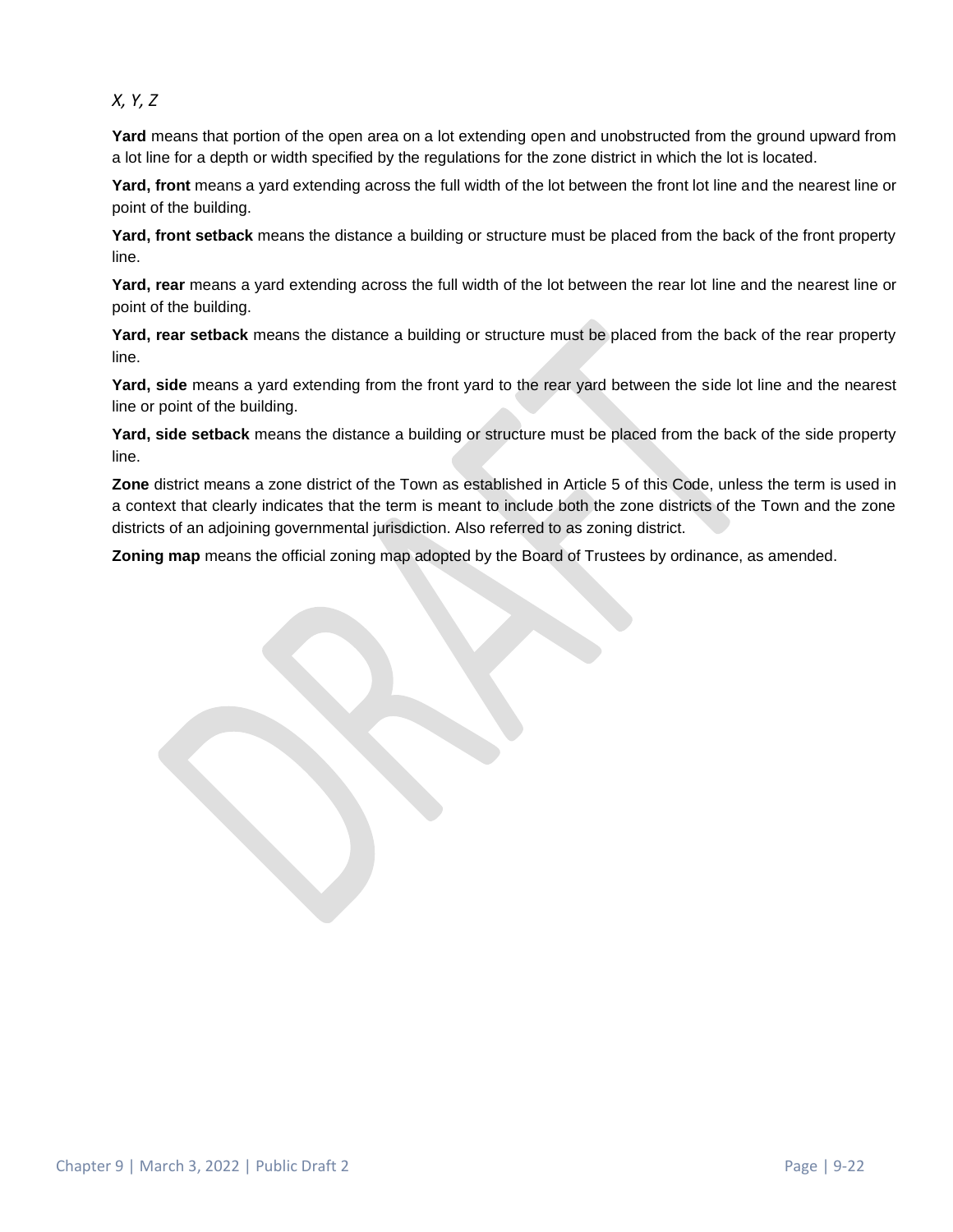*X, Y, Z*

**Yard** means that portion of the open area on a lot extending open and unobstructed from the ground upward from a lot line for a depth or width specified by the regulations for the zone district in which the lot is located.

**Yard, front** means a yard extending across the full width of the lot between the front lot line and the nearest line or point of the building.

**Yard, front setback** means the distance a building or structure must be placed from the back of the front property line.

**Yard, rear** means a yard extending across the full width of the lot between the rear lot line and the nearest line or point of the building.

**Yard, rear setback** means the distance a building or structure must be placed from the back of the rear property line.

**Yard, side** means a yard extending from the front yard to the rear yard between the side lot line and the nearest line or point of the building.

**Yard, side setback** means the distance a building or structure must be placed from the back of the side property line.

**Zone** district means a zone district of the Town as established in Article 5 of this Code, unless the term is used in a context that clearly indicates that the term is meant to include both the zone districts of the Town and the zone districts of an adjoining governmental jurisdiction. Also referred to as zoning district.

**Zoning map** means the official zoning map adopted by the Board of Trustees by ordinance, as amended.